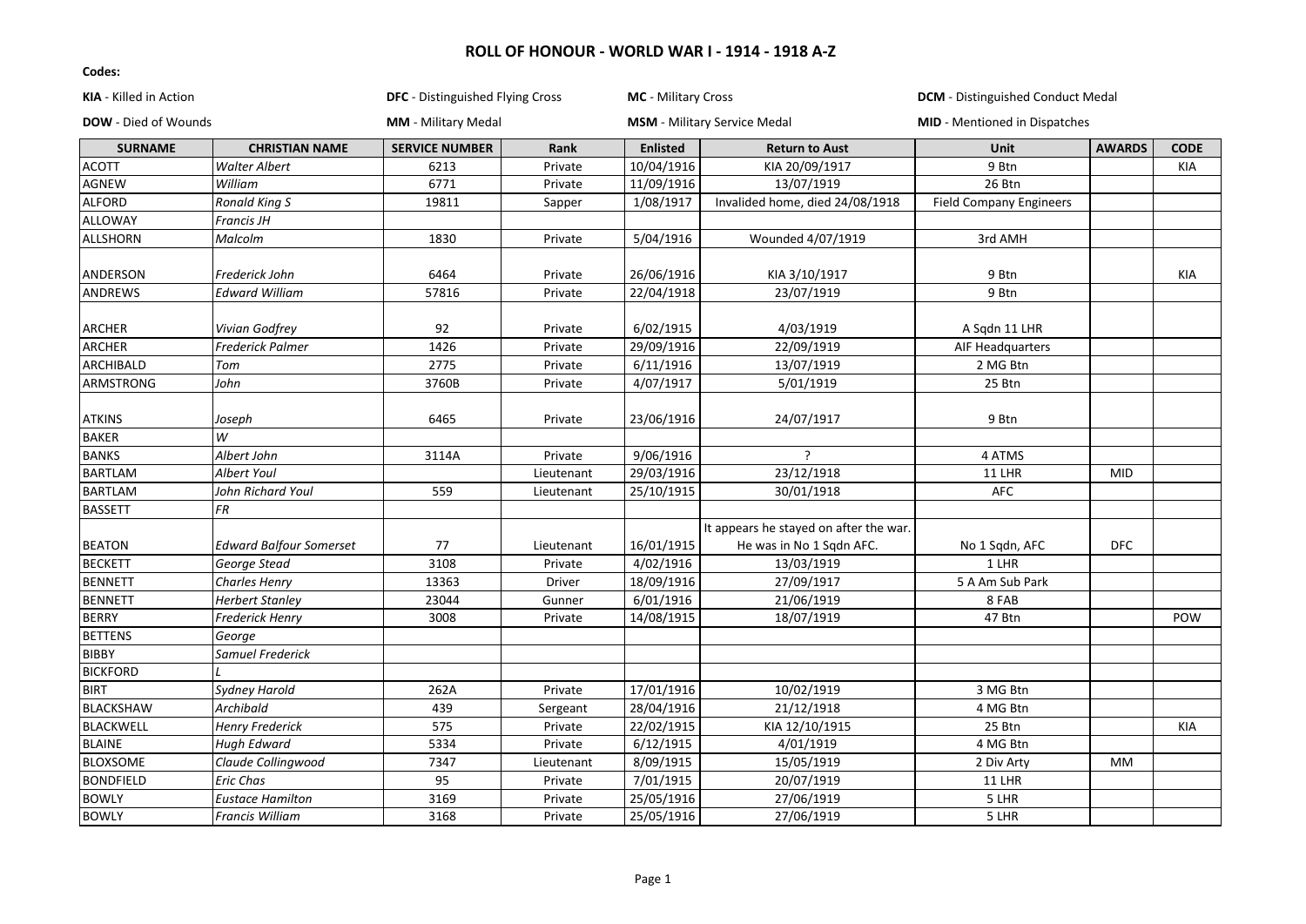# ROLL OF HONOUR - WORLD WAR I - 1914 - 1918 A-Z

**Codes:**

**KIA** - Killed in Action | **DFC** - Distinguished Flying Cross | **MC** - Military Cross | **DCM** - Distinguished Conduct Medal

**DOW** - Died of Wounds | **MM** - Military Medal | **MSM** - Military Service Medal | **MID** - Mentioned in Dispatches

| SURNAME | CHRISTIAN NAME | SERVICE NUMBER | Rank | Enlisted | Return to Aust | Unit | AWARDS | CODE |
|---|---|---|---|---|---|---|---|---|
| ACOTT | *Walter Albert* | 6213 | Private | 10/04/1916 | KIA 20/09/1917 | 9 Btn | | KIA |
| AGNEW | *William* | 6771 | Private | 11/09/1916 | 13/07/1919 | 26 Btn | | |
| ALFORD | *Ronald King S* | 19811 | Sapper | 1/08/1917 | Invalided home, died 24/08/1918 | Field Company Engineers | | |
| ALLOWAY | *Francis JH* | | | | | | | |
| ALLSHORN | *Malcolm* | 1830 | Private | 5/04/1916 | Wounded 4/07/1919 | 3rd AMH | | |
| ANDERSON | *Frederick John* | 6464 | Private | 26/06/1916 | KIA 3/10/1917 | 9 Btn | | KIA |
| ANDREWS | *Edward William* | 57816 | Private | 22/04/1918 | 23/07/1919 | 9 Btn | | |
| ARCHER | *Vivian Godfrey* | 92 | Private | 6/02/1915 | 4/03/1919 | A Sqdn 11 LHR | | |
| ARCHER | *Frederick Palmer* | 1426 | Private | 29/09/1916 | 22/09/1919 | AIF Headquarters | | |
| ARCHIBALD | *Tom* | 2775 | Private | 6/11/1916 | 13/07/1919 | 2 MG Btn | | |
| ARMSTRONG | *John* | 3760B | Private | 4/07/1917 | 5/01/1919 | 25 Btn | | |
| ATKINS | *Joseph* | 6465 | Private | 23/06/1916 | 24/07/1917 | 9 Btn | | |
| BAKER | *W* | | | | | | | |
| BANKS | *Albert John* | 3114A | Private | 9/06/1916 | ? | 4 ATMS | | |
| BARTLAM | *Albert Youl* | | Lieutenant | 29/03/1916 | 23/12/1918 | 11 LHR | MID | |
| BARTLAM | *John Richard Youl* | 559 | Lieutenant | 25/10/1915 | 30/01/1918 | AFC | | |
| BASSETT | *FR* | | | | | | | |
| BEATON | *Edward Balfour Somerset* | 77 | Lieutenant | 16/01/1915 | It appears he stayed on after the war. He was in No 1 Sqdn AFC. | No 1 Sqdn, AFC | DFC | |
| BECKETT | *George Stead* | 3108 | Private | 4/02/1916 | 13/03/1919 | 1 LHR | | |
| BENNETT | *Charles Henry* | 13363 | Driver | 18/09/1916 | 27/09/1917 | 5 A Am Sub Park | | |
| BENNETT | *Herbert Stanley* | 23044 | Gunner | 6/01/1916 | 21/06/1919 | 8 FAB | | |
| BERRY | *Frederick Henry* | 3008 | Private | 14/08/1915 | 18/07/1919 | 47 Btn | | POW |
| BETTENS | *George* | | | | | | | |
| BIBBY | *Samuel Frederick* | | | | | | | |
| BICKFORD | *L* | | | | | | | |
| BIRT | *Sydney Harold* | 262A | Private | 17/01/1916 | 10/02/1919 | 3 MG Btn | | |
| BLACKSHAW | *Archibald* | 439 | Sergeant | 28/04/1916 | 21/12/1918 | 4 MG Btn | | |
| BLACKWELL | *Henry Frederick* | 575 | Private | 22/02/1915 | KIA 12/10/1915 | 25 Btn | | KIA |
| BLAINE | *Hugh Edward* | 5334 | Private | 6/12/1915 | 4/01/1919 | 4 MG Btn | | |
| BLOXSOME | *Claude Collingwood* | 7347 | Lieutenant | 8/09/1915 | 15/05/1919 | 2 Div Arty | MM | |
| BONDFIELD | *Eric Chas* | 95 | Private | 7/01/1915 | 20/07/1919 | 11 LHR | | |
| BOWLY | *Eustace Hamilton* | 3169 | Private | 25/05/1916 | 27/06/1919 | 5 LHR | | |
| BOWLY | *Francis William* | 3168 | Private | 25/05/1916 | 27/06/1919 | 5 LHR | | |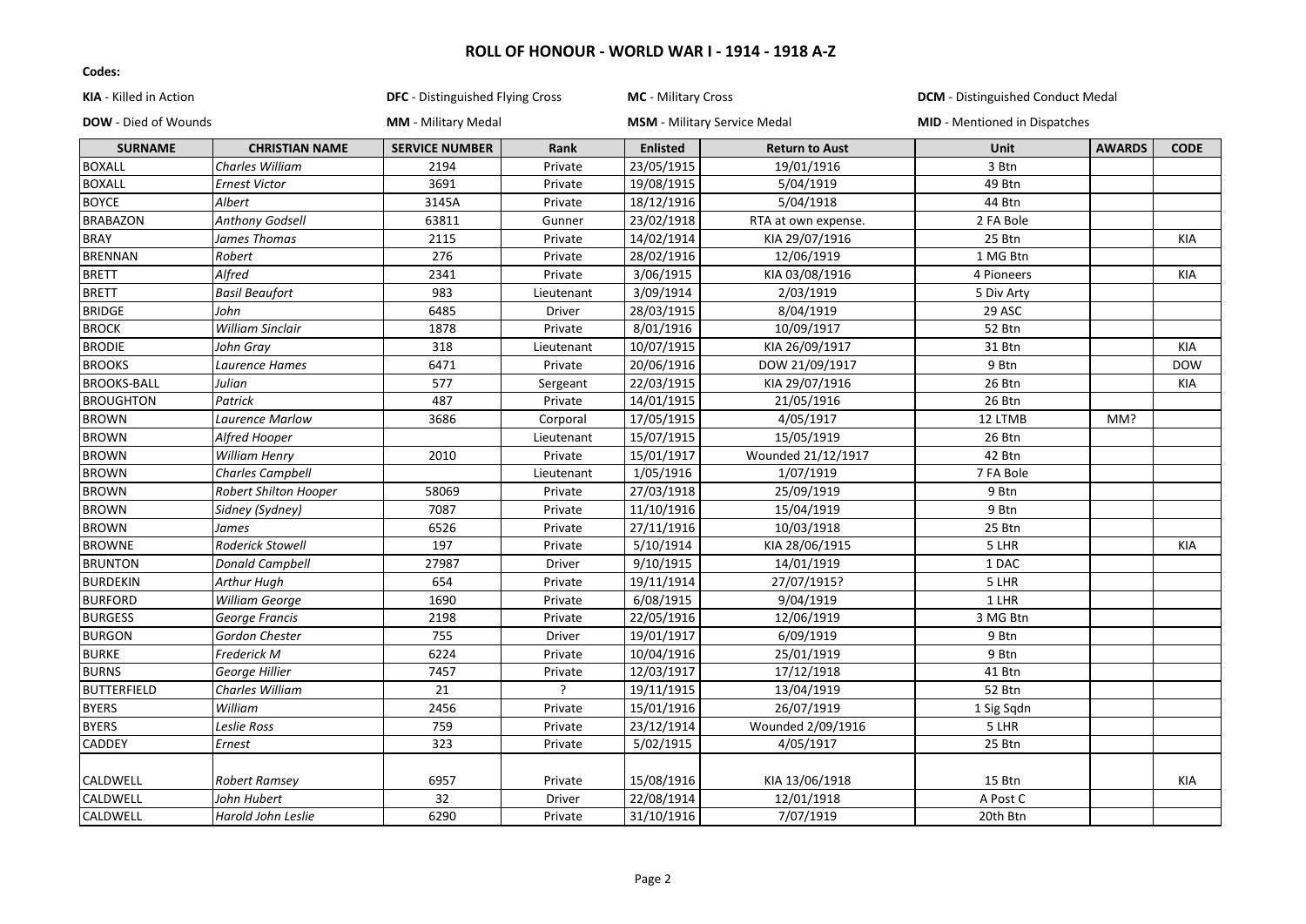## ROLL OF HONOUR - WORLD WAR I - 1914 - 1918 A-Z

**Codes:**

**KIA** - Killed in Action | **DFC** - Distinguished Flying Cross | **MC** - Military Cross | **DCM** - Distinguished Conduct Medal

**DOW** - Died of Wounds | **MM** - Military Medal | **MSM** - Military Service Medal | **MID** - Mentioned in Dispatches

| SURNAME | CHRISTIAN NAME | SERVICE NUMBER | Rank | Enlisted | Return to Aust | Unit | AWARDS | CODE |
|---|---|---|---|---|---|---|---|---|
| BOXALL | *Charles William* | 2194 | Private | 23/05/1915 | 19/01/1916 | 3 Btn | | |
| BOXALL | *Ernest Victor* | 3691 | Private | 19/08/1915 | 5/04/1919 | 49 Btn | | |
| BOYCE | *Albert* | 3145A | Private | 18/12/1916 | 5/04/1918 | 44 Btn | | |
| BRABAZON | *Anthony Godsell* | 63811 | Gunner | 23/02/1918 | RTA at own expense. | 2 FA Bole | | |
| BRAY | *James Thomas* | 2115 | Private | 14/02/1914 | KIA 29/07/1916 | 25 Btn | | KIA |
| BRENNAN | *Robert* | 276 | Private | 28/02/1916 | 12/06/1919 | 1 MG Btn | | |
| BRETT | *Alfred* | 2341 | Private | 3/06/1915 | KIA 03/08/1916 | 4 Pioneers | | KIA |
| BRETT | *Basil Beaufort* | 983 | Lieutenant | 3/09/1914 | 2/03/1919 | 5 Div Arty | | |
| BRIDGE | *John* | 6485 | Driver | 28/03/1915 | 8/04/1919 | 29 ASC | | |
| BROCK | *William Sinclair* | 1878 | Private | 8/01/1916 | 10/09/1917 | 52 Btn | | |
| BRODIE | *John Gray* | 318 | Lieutenant | 10/07/1915 | KIA 26/09/1917 | 31 Btn | | KIA |
| BROOKS | *Laurence Hames* | 6471 | Private | 20/06/1916 | DOW 21/09/1917 | 9 Btn | | DOW |
| BROOKS-BALL | *Julian* | 577 | Sergeant | 22/03/1915 | KIA 29/07/1916 | 26 Btn | | KIA |
| BROUGHTON | *Patrick* | 487 | Private | 14/01/1915 | 21/05/1916 | 26 Btn | | |
| BROWN | *Laurence Marlow* | 3686 | Corporal | 17/05/1915 | 4/05/1917 | 12 LTMB | MM? | |
| BROWN | *Alfred Hooper* | | Lieutenant | 15/07/1915 | 15/05/1919 | 26 Btn | | |
| BROWN | *William Henry* | 2010 | Private | 15/01/1917 | Wounded 21/12/1917 | 42 Btn | | |
| BROWN | *Charles Campbell* | | Lieutenant | 1/05/1916 | 1/07/1919 | 7 FA Bole | | |
| BROWN | *Robert Shilton Hooper* | 58069 | Private | 27/03/1918 | 25/09/1919 | 9 Btn | | |
| BROWN | *Sidney (Sydney)* | 7087 | Private | 11/10/1916 | 15/04/1919 | 9 Btn | | |
| BROWN | *James* | 6526 | Private | 27/11/1916 | 10/03/1918 | 25 Btn | | |
| BROWNE | *Roderick Stowell* | 197 | Private | 5/10/1914 | KIA 28/06/1915 | 5 LHR | | KIA |
| BRUNTON | *Donald Campbell* | 27987 | Driver | 9/10/1915 | 14/01/1919 | 1 DAC | | |
| BURDEKIN | *Arthur Hugh* | 654 | Private | 19/11/1914 | 27/07/1915? | 5 LHR | | |
| BURFORD | *William George* | 1690 | Private | 6/08/1915 | 9/04/1919 | 1 LHR | | |
| BURGESS | *George Francis* | 2198 | Private | 22/05/1916 | 12/06/1919 | 3 MG Btn | | |
| BURGON | *Gordon Chester* | 755 | Driver | 19/01/1917 | 6/09/1919 | 9 Btn | | |
| BURKE | *Frederick M* | 6224 | Private | 10/04/1916 | 25/01/1919 | 9 Btn | | |
| BURNS | *George Hillier* | 7457 | Private | 12/03/1917 | 17/12/1918 | 41 Btn | | |
| BUTTERFIELD | *Charles William* | 21 | ? | 19/11/1915 | 13/04/1919 | 52 Btn | | |
| BYERS | *William* | 2456 | Private | 15/01/1916 | 26/07/1919 | 1 Sig Sqdn | | |
| BYERS | *Leslie Ross* | 759 | Private | 23/12/1914 | Wounded 2/09/1916 | 5 LHR | | |
| CADDEY | *Ernest* | 323 | Private | 5/02/1915 | 4/05/1917 | 25 Btn | | |
| CALDWELL | *Robert Ramsey* | 6957 | Private | 15/08/1916 | KIA 13/06/1918 | 15 Btn | | KIA |
| CALDWELL | *John Hubert* | 32 | Driver | 22/08/1914 | 12/01/1918 | A Post C | | |
| CALDWELL | *Harold John Leslie* | 6290 | Private | 31/10/1916 | 7/07/1919 | 20th Btn | | |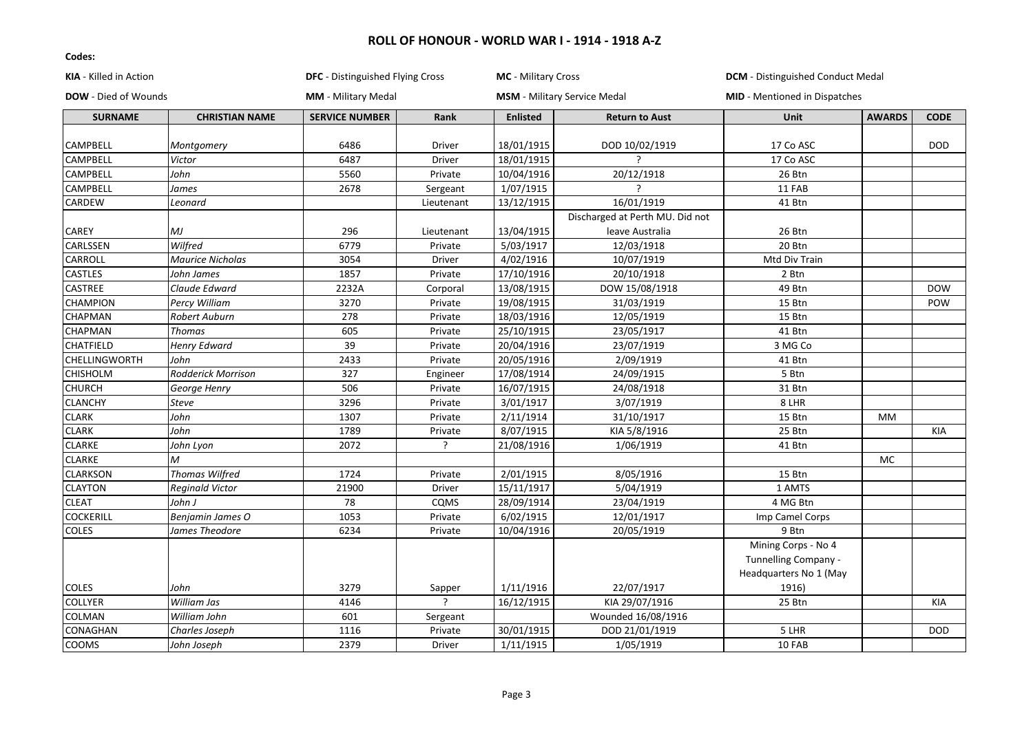# ROLL OF HONOUR - WORLD WAR I - 1914 - 1918 A-Z

**Codes:**

**KIA** - Killed in Action | **DFC** - Distinguished Flying Cross | **MC** - Military Cross | **DCM** - Distinguished Conduct Medal

**DOW** - Died of Wounds | **MM** - Military Medal | **MSM** - Military Service Medal | **MID** - Mentioned in Dispatches

| SURNAME | CHRISTIAN NAME | SERVICE NUMBER | Rank | Enlisted | Return to Aust | Unit | AWARDS | CODE |
|---|---|---|---|---|---|---|---|---|
| CAMPBELL | *Montgomery* | 6486 | Driver | 18/01/1915 | DOD 10/02/1919 | 17 Co ASC | | DOD |
| CAMPBELL | *Victor* | 6487 | Driver | 18/01/1915 | ? | 17 Co ASC | | |
| CAMPBELL | *John* | 5560 | Private | 10/04/1916 | 20/12/1918 | 26 Btn | | |
| CAMPBELL | *James* | 2678 | Sergeant | 1/07/1915 | ? | 11 FAB | | |
| CARDEW | *Leonard* | | Lieutenant | 13/12/1915 | 16/01/1919 | 41 Btn | | |
| CAREY | *MJ* | 296 | Lieutenant | 13/04/1915 | Discharged at Perth MU. Did not leave Australia | 26 Btn | | |
| CARLSSEN | *Wilfred* | 6779 | Private | 5/03/1917 | 12/03/1918 | 20 Btn | | |
| CARROLL | *Maurice Nicholas* | 3054 | Driver | 4/02/1916 | 10/07/1919 | Mtd Div Train | | |
| CASTLES | *John James* | 1857 | Private | 17/10/1916 | 20/10/1918 | 2 Btn | | |
| CASTREE | *Claude Edward* | 2232A | Corporal | 13/08/1915 | DOW 15/08/1918 | 49 Btn | | DOW |
| CHAMPION | *Percy William* | 3270 | Private | 19/08/1915 | 31/03/1919 | 15 Btn | | POW |
| CHAPMAN | *Robert Auburn* | 278 | Private | 18/03/1916 | 12/05/1919 | 15 Btn | | |
| CHAPMAN | *Thomas* | 605 | Private | 25/10/1915 | 23/05/1917 | 41 Btn | | |
| CHATFIELD | *Henry Edward* | 39 | Private | 20/04/1916 | 23/07/1919 | 3 MG Co | | |
| CHELLINGWORTH | *John* | 2433 | Private | 20/05/1916 | 2/09/1919 | 41 Btn | | |
| CHISHOLM | *Rodderick Morrison* | 327 | Engineer | 17/08/1914 | 24/09/1915 | 5 Btn | | |
| CHURCH | *George Henry* | 506 | Private | 16/07/1915 | 24/08/1918 | 31 Btn | | |
| CLANCHY | *Steve* | 3296 | Private | 3/01/1917 | 3/07/1919 | 8 LHR | | |
| CLARK | *John* | 1307 | Private | 2/11/1914 | 31/10/1917 | 15 Btn | MM | |
| CLARK | *John* | 1789 | Private | 8/07/1915 | KIA 5/8/1916 | 25 Btn | | KIA |
| CLARKE | *John Lyon* | 2072 | ? | 21/08/1916 | 1/06/1919 | 41 Btn | | |
| CLARKE | *M* | | | | | | MC | |
| CLARKSON | *Thomas Wilfred* | 1724 | Private | 2/01/1915 | 8/05/1916 | 15 Btn | | |
| CLAYTON | *Reginald Victor* | 21900 | Driver | 15/11/1917 | 5/04/1919 | 1 AMTS | | |
| CLEAT | *John J* | 78 | CQMS | 28/09/1914 | 23/04/1919 | 4 MG Btn | | |
| COCKERILL | *Benjamin James O* | 1053 | Private | 6/02/1915 | 12/01/1917 | Imp Camel Corps | | |
| COLES | *James Theodore* | 6234 | Private | 10/04/1916 | 20/05/1919 | 9 Btn | | |
| COLES | *John* | 3279 | Sapper | 1/11/1916 | 22/07/1917 | Mining Corps - No 4 Tunnelling Company - Headquarters No 1 (May 1916) | | |
| COLLYER | *William Jas* | 4146 | ? | 16/12/1915 | KIA 29/07/1916 | 25 Btn | | KIA |
| COLMAN | *William John* | 601 | Sergeant | | Wounded 16/08/1916 | | | |
| CONAGHAN | *Charles Joseph* | 1116 | Private | 30/01/1915 | DOD 21/01/1919 | 5 LHR | | DOD |
| COOMS | *John Joseph* | 2379 | Driver | 1/11/1915 | 1/05/1919 | 10 FAB | | |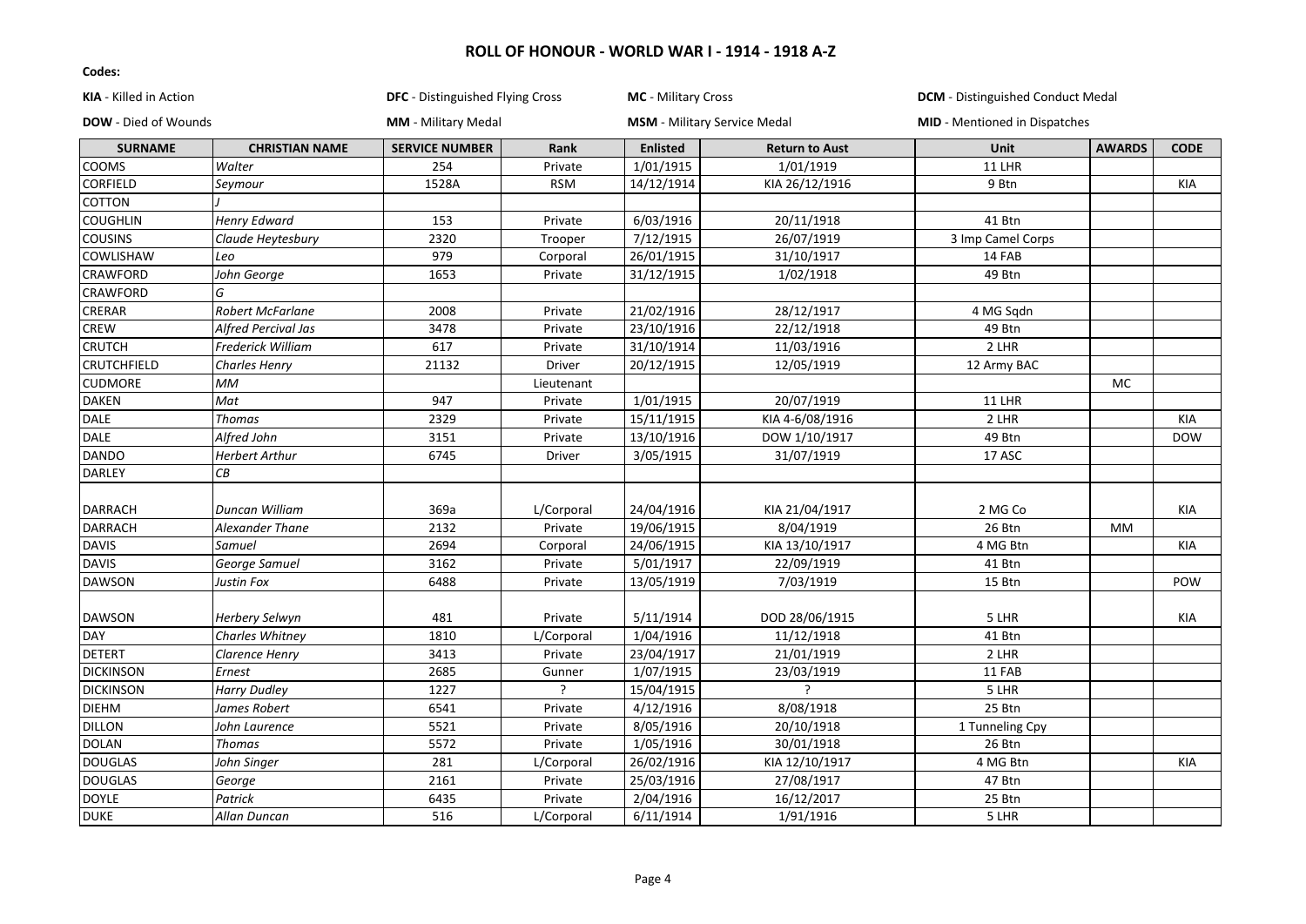# ROLL OF HONOUR - WORLD WAR I - 1914 - 1918 A-Z

**Codes:**

**KIA** - Killed in Action | **DFC** - Distinguished Flying Cross | **MC** - Military Cross | **DCM** - Distinguished Conduct Medal

**DOW** - Died of Wounds | **MM** - Military Medal | **MSM** - Military Service Medal | **MID** - Mentioned in Dispatches

| SURNAME | CHRISTIAN NAME | SERVICE NUMBER | Rank | Enlisted | Return to Aust | Unit | AWARDS | CODE |
|---|---|---|---|---|---|---|---|---|
| COOMS | *Walter* | 254 | Private | 1/01/1915 | 1/01/1919 | 11 LHR | | |
| CORFIELD | *Seymour* | 1528A | RSM | 14/12/1914 | KIA 26/12/1916 | 9 Btn | | KIA |
| COTTON | *J* | | | | | | | |
| COUGHLIN | *Henry Edward* | 153 | Private | 6/03/1916 | 20/11/1918 | 41 Btn | | |
| COUSINS | *Claude Heytesbury* | 2320 | Trooper | 7/12/1915 | 26/07/1919 | 3 Imp Camel Corps | | |
| COWLISHAW | *Leo* | 979 | Corporal | 26/01/1915 | 31/10/1917 | 14 FAB | | |
| CRAWFORD | *John George* | 1653 | Private | 31/12/1915 | 1/02/1918 | 49 Btn | | |
| CRAWFORD | *G* | | | | | | | |
| CRERAR | *Robert McFarlane* | 2008 | Private | 21/02/1916 | 28/12/1917 | 4 MG Sqdn | | |
| CREW | *Alfred Percival Jas* | 3478 | Private | 23/10/1916 | 22/12/1918 | 49 Btn | | |
| CRUTCH | *Frederick William* | 617 | Private | 31/10/1914 | 11/03/1916 | 2 LHR | | |
| CRUTCHFIELD | *Charles Henry* | 21132 | Driver | 20/12/1915 | 12/05/1919 | 12 Army BAC | | |
| CUDMORE | *MM* | | Lieutenant | | | | MC | |
| DAKEN | *Mat* | 947 | Private | 1/01/1915 | 20/07/1919 | 11 LHR | | |
| DALE | *Thomas* | 2329 | Private | 15/11/1915 | KIA 4-6/08/1916 | 2 LHR | | KIA |
| DALE | *Alfred John* | 3151 | Private | 13/10/1916 | DOW 1/10/1917 | 49 Btn | | DOW |
| DANDO | *Herbert Arthur* | 6745 | Driver | 3/05/1915 | 31/07/1919 | 17 ASC | | |
| DARLEY | *CB* | | | | | | | |
| DARRACH | *Duncan William* | 369a | L/Corporal | 24/04/1916 | KIA 21/04/1917 | 2 MG Co | | KIA |
| DARRACH | *Alexander Thane* | 2132 | Private | 19/06/1915 | 8/04/1919 | 26 Btn | MM | |
| DAVIS | *Samuel* | 2694 | Corporal | 24/06/1915 | KIA 13/10/1917 | 4 MG Btn | | KIA |
| DAVIS | *George Samuel* | 3162 | Private | 5/01/1917 | 22/09/1919 | 41 Btn | | |
| DAWSON | *Justin Fox* | 6488 | Private | 13/05/1919 | 7/03/1919 | 15 Btn | | POW |
| DAWSON | *Herbery Selwyn* | 481 | Private | 5/11/1914 | DOD 28/06/1915 | 5 LHR | | KIA |
| DAY | *Charles Whitney* | 1810 | L/Corporal | 1/04/1916 | 11/12/1918 | 41 Btn | | |
| DETERT | *Clarence Henry* | 3413 | Private | 23/04/1917 | 21/01/1919 | 2 LHR | | |
| DICKINSON | *Ernest* | 2685 | Gunner | 1/07/1915 | 23/03/1919 | 11 FAB | | |
| DICKINSON | *Harry Dudley* | 1227 | ? | 15/04/1915 | ? | 5 LHR | | |
| DIEHM | *James Robert* | 6541 | Private | 4/12/1916 | 8/08/1918 | 25 Btn | | |
| DILLON | *John Laurence* | 5521 | Private | 8/05/1916 | 20/10/1918 | 1 Tunneling Cpy | | |
| DOLAN | *Thomas* | 5572 | Private | 1/05/1916 | 30/01/1918 | 26 Btn | | |
| DOUGLAS | *John Singer* | 281 | L/Corporal | 26/02/1916 | KIA 12/10/1917 | 4 MG Btn | | KIA |
| DOUGLAS | *George* | 2161 | Private | 25/03/1916 | 27/08/1917 | 47 Btn | | |
| DOYLE | *Patrick* | 6435 | Private | 2/04/1916 | 16/12/2017 | 25 Btn | | |
| DUKE | *Allan Duncan* | 516 | L/Corporal | 6/11/1914 | 1/91/1916 | 5 LHR | | |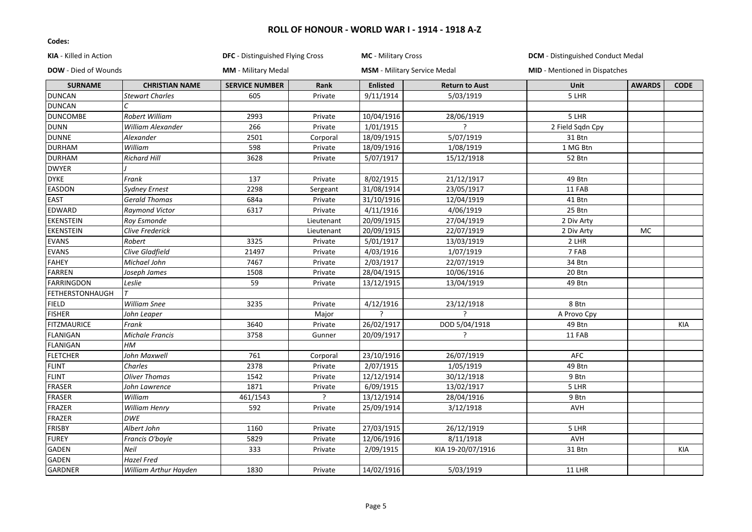## ROLL OF HONOUR - WORLD WAR I - 1914 - 1918 A-Z

**Codes:**

**KIA** - Killed in Action | **DFC** - Distinguished Flying Cross | **MC** - Military Cross | **DCM** - Distinguished Conduct Medal

**DOW** - Died of Wounds | **MM** - Military Medal | **MSM** - Military Service Medal | **MID** - Mentioned in Dispatches

| SURNAME | CHRISTIAN NAME | SERVICE NUMBER | Rank | Enlisted | Return to Aust | Unit | AWARDS | CODE |
|---|---|---|---|---|---|---|---|---|
| DUNCAN | *Stewart Charles* | 605 | Private | 9/11/1914 | 5/03/1919 | 5 LHR | | |
| DUNCAN | *C* | | | | | | | |
| DUNCOMBE | *Robert William* | 2993 | Private | 10/04/1916 | 28/06/1919 | 5 LHR | | |
| DUNN | *William Alexander* | 266 | Private | 1/01/1915 | ? | 2 Field Sqdn Cpy | | |
| DUNNE | *Alexander* | 2501 | Corporal | 18/09/1915 | 5/07/1919 | 31 Btn | | |
| DURHAM | *William* | 598 | Private | 18/09/1916 | 1/08/1919 | 1 MG Btn | | |
| DURHAM | *Richard Hill* | 3628 | Private | 5/07/1917 | 15/12/1918 | 52 Btn | | |
| DWYER | *J* | | | | | | | |
| DYKE | *Frank* | 137 | Private | 8/02/1915 | 21/12/1917 | 49 Btn | | |
| EASDON | *Sydney Ernest* | 2298 | Sergeant | 31/08/1914 | 23/05/1917 | 11 FAB | | |
| EAST | *Gerald Thomas* | 684a | Private | 31/10/1916 | 12/04/1919 | 41 Btn | | |
| EDWARD | *Raymond Victor* | 6317 | Private | 4/11/1916 | 4/06/1919 | 25 Btn | | |
| EKENSTEIN | *Roy Esmonde* | | Lieutenant | 20/09/1915 | 27/04/1919 | 2 Div Arty | | |
| EKENSTEIN | *Clive Frederick* | | Lieutenant | 20/09/1915 | 22/07/1919 | 2 Div Arty | MC | |
| EVANS | *Robert* | 3325 | Private | 5/01/1917 | 13/03/1919 | 2 LHR | | |
| EVANS | *Clive Gladfield* | 21497 | Private | 4/03/1916 | 1/07/1919 | 7 FAB | | |
| FAHEY | *Michael John* | 7467 | Private | 2/03/1917 | 22/07/1919 | 34 Btn | | |
| FARREN | *Joseph James* | 1508 | Private | 28/04/1915 | 10/06/1916 | 20 Btn | | |
| FARRINGDON | *Leslie* | 59 | Private | 13/12/1915 | 13/04/1919 | 49 Btn | | |
| FETHERSTONHAUGH | *T* | | | | | | | |
| FIELD | *William Snee* | 3235 | Private | 4/12/1916 | 23/12/1918 | 8 Btn | | |
| FISHER | *John Leaper* | | Major | ? | ? | A Provo Cpy | | |
| FITZMAURICE | *Frank* | 3640 | Private | 26/02/1917 | DOD 5/04/1918 | 49 Btn | | KIA |
| FLANIGAN | *Michale Francis* | 3758 | Gunner | 20/09/1917 | ? | 11 FAB | | |
| FLANIGAN | *HM* | | | | | | | |
| FLETCHER | *John Maxwell* | 761 | Corporal | 23/10/1916 | 26/07/1919 | AFC | | |
| FLINT | *Charles* | 2378 | Private | 2/07/1915 | 1/05/1919 | 49 Btn | | |
| FLINT | *Oliver Thomas* | 1542 | Private | 12/12/1914 | 30/12/1918 | 9 Btn | | |
| FRASER | *John Lawrence* | 1871 | Private | 6/09/1915 | 13/02/1917 | 5 LHR | | |
| FRASER | *William* | 461/1543 | ? | 13/12/1914 | 28/04/1916 | 9 Btn | | |
| FRAZER | *William Henry* | 592 | Private | 25/09/1914 | 3/12/1918 | AVH | | |
| FRAZER | *DWE* | | | | | | | |
| FRISBY | *Albert John* | 1160 | Private | 27/03/1915 | 26/12/1919 | 5 LHR | | |
| FUREY | *Francis O'boyle* | 5829 | Private | 12/06/1916 | 8/11/1918 | AVH | | |
| GADEN | *Neil* | 333 | Private | 2/09/1915 | KIA 19-20/07/1916 | 31 Btn | | KIA |
| GADEN | *Hazel Fred* | | | | | | | |
| GARDNER | *William Arthur Hayden* | 1830 | Private | 14/02/1916 | 5/03/1919 | 11 LHR | | |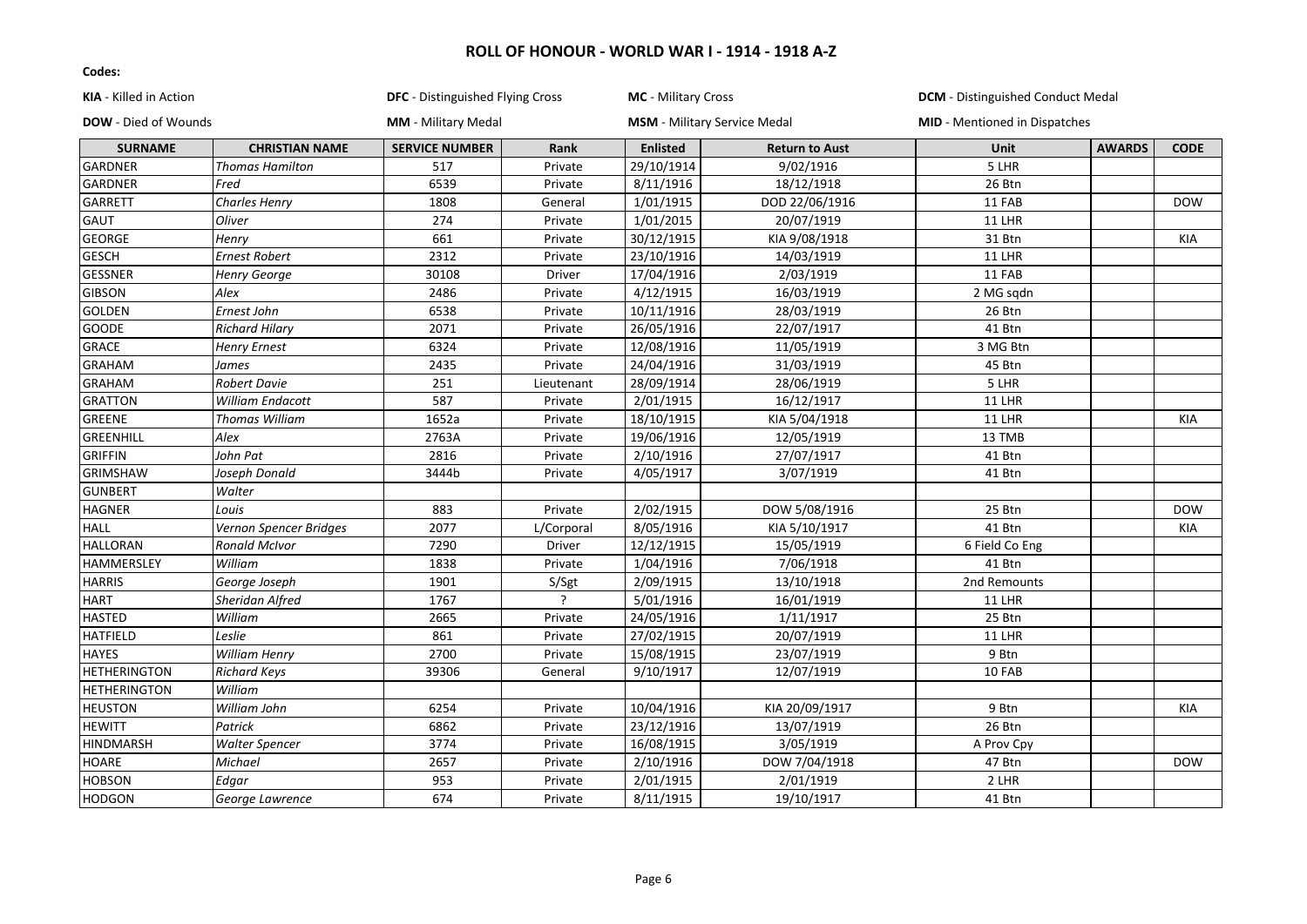# ROLL OF HONOUR - WORLD WAR I - 1914 - 1918 A-Z

**Codes:**

**KIA** - Killed in Action | **DFC** - Distinguished Flying Cross | **MC** - Military Cross | **DCM** - Distinguished Conduct Medal

**DOW** - Died of Wounds | **MM** - Military Medal | **MSM** - Military Service Medal | **MID** - Mentioned in Dispatches

| SURNAME | CHRISTIAN NAME | SERVICE NUMBER | Rank | Enlisted | Return to Aust | Unit | AWARDS | CODE |
|---|---|---|---|---|---|---|---|---|
| GARDNER | *Thomas Hamilton* | 517 | Private | 29/10/1914 | 9/02/1916 | 5 LHR | | |
| GARDNER | *Fred* | 6539 | Private | 8/11/1916 | 18/12/1918 | 26 Btn | | |
| GARRETT | *Charles Henry* | 1808 | General | 1/01/1915 | DOD 22/06/1916 | 11 FAB | | DOW |
| GAUT | *Oliver* | 274 | Private | 1/01/2015 | 20/07/1919 | 11 LHR | | |
| GEORGE | *Henry* | 661 | Private | 30/12/1915 | KIA 9/08/1918 | 31 Btn | | KIA |
| GESCH | *Ernest Robert* | 2312 | Private | 23/10/1916 | 14/03/1919 | 11 LHR | | |
| GESSNER | *Henry George* | 30108 | Driver | 17/04/1916 | 2/03/1919 | 11 FAB | | |
| GIBSON | *Alex* | 2486 | Private | 4/12/1915 | 16/03/1919 | 2 MG sqdn | | |
| GOLDEN | *Ernest John* | 6538 | Private | 10/11/1916 | 28/03/1919 | 26 Btn | | |
| GOODE | *Richard Hilary* | 2071 | Private | 26/05/1916 | 22/07/1917 | 41 Btn | | |
| GRACE | *Henry Ernest* | 6324 | Private | 12/08/1916 | 11/05/1919 | 3 MG Btn | | |
| GRAHAM | *James* | 2435 | Private | 24/04/1916 | 31/03/1919 | 45 Btn | | |
| GRAHAM | *Robert Davie* | 251 | Lieutenant | 28/09/1914 | 28/06/1919 | 5 LHR | | |
| GRATTON | *William Endacott* | 587 | Private | 2/01/1915 | 16/12/1917 | 11 LHR | | |
| GREENE | *Thomas William* | 1652a | Private | 18/10/1915 | KIA 5/04/1918 | 11 LHR | | KIA |
| GREENHILL | *Alex* | 2763A | Private | 19/06/1916 | 12/05/1919 | 13 TMB | | |
| GRIFFIN | *John Pat* | 2816 | Private | 2/10/1916 | 27/07/1917 | 41 Btn | | |
| GRIMSHAW | *Joseph Donald* | 3444b | Private | 4/05/1917 | 3/07/1919 | 41 Btn | | |
| GUNBERT | *Walter* | | | | | | | |
| HAGNER | *Louis* | 883 | Private | 2/02/1915 | DOW 5/08/1916 | 25 Btn | | DOW |
| HALL | *Vernon Spencer Bridges* | 2077 | L/Corporal | 8/05/1916 | KIA 5/10/1917 | 41 Btn | | KIA |
| HALLORAN | *Ronald McIvor* | 7290 | Driver | 12/12/1915 | 15/05/1919 | 6 Field Co Eng | | |
| HAMMERSLEY | *William* | 1838 | Private | 1/04/1916 | 7/06/1918 | 41 Btn | | |
| HARRIS | *George Joseph* | 1901 | S/Sgt | 2/09/1915 | 13/10/1918 | 2nd Remounts | | |
| HART | *Sheridan Alfred* | 1767 | ? | 5/01/1916 | 16/01/1919 | 11 LHR | | |
| HASTED | *William* | 2665 | Private | 24/05/1916 | 1/11/1917 | 25 Btn | | |
| HATFIELD | *Leslie* | 861 | Private | 27/02/1915 | 20/07/1919 | 11 LHR | | |
| HAYES | *William Henry* | 2700 | Private | 15/08/1915 | 23/07/1919 | 9 Btn | | |
| HETHERINGTON | *Richard Keys* | 39306 | General | 9/10/1917 | 12/07/1919 | 10 FAB | | |
| HETHERINGTON | *William* | | | | | | | |
| HEUSTON | *William John* | 6254 | Private | 10/04/1916 | KIA 20/09/1917 | 9 Btn | | KIA |
| HEWITT | *Patrick* | 6862 | Private | 23/12/1916 | 13/07/1919 | 26 Btn | | |
| HINDMARSH | *Walter Spencer* | 3774 | Private | 16/08/1915 | 3/05/1919 | A Prov Cpy | | |
| HOARE | *Michael* | 2657 | Private | 2/10/1916 | DOW 7/04/1918 | 47 Btn | | DOW |
| HOBSON | *Edgar* | 953 | Private | 2/01/1915 | 2/01/1919 | 2 LHR | | |
| HODGON | *George Lawrence* | 674 | Private | 8/11/1915 | 19/10/1917 | 41 Btn | | |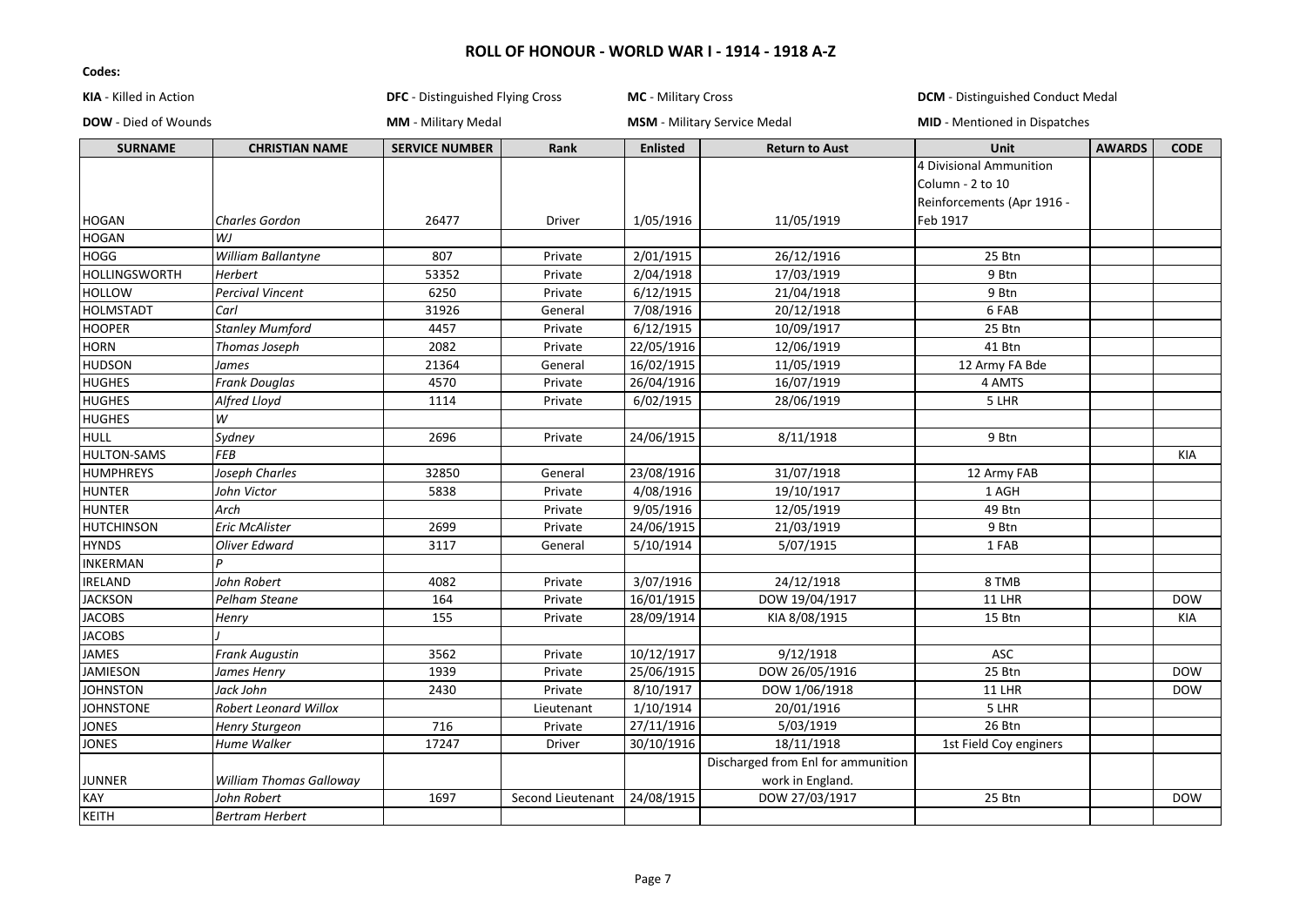# ROLL OF HONOUR - WORLD WAR I - 1914 - 1918 A-Z

**Codes:**

**KIA** - Killed in Action | **DFC** - Distinguished Flying Cross | **MC** - Military Cross | **DCM** - Distinguished Conduct Medal

**DOW** - Died of Wounds | **MM** - Military Medal | **MSM** - Military Service Medal | **MID** - Mentioned in Dispatches

| SURNAME | CHRISTIAN NAME | SERVICE NUMBER | Rank | Enlisted | Return to Aust | Unit | AWARDS | CODE |
|---|---|---|---|---|---|---|---|---|
| HOGAN | *Charles Gordon* | 26477 | Driver | 1/05/1916 | 11/05/1919 | 4 Divisional Ammunition Column - 2 to 10 Reinforcements (Apr 1916 - Feb 1917 | | |
| HOGAN | *WJ* | | | | | | | |
| HOGG | *William Ballantyne* | 807 | Private | 2/01/1915 | 26/12/1916 | 25 Btn | | |
| HOLLINGSWORTH | *Herbert* | 53352 | Private | 2/04/1918 | 17/03/1919 | 9 Btn | | |
| HOLLOW | *Percival Vincent* | 6250 | Private | 6/12/1915 | 21/04/1918 | 9 Btn | | |
| HOLMSTADT | *Carl* | 31926 | General | 7/08/1916 | 20/12/1918 | 6 FAB | | |
| HOOPER | *Stanley Mumford* | 4457 | Private | 6/12/1915 | 10/09/1917 | 25 Btn | | |
| HORN | *Thomas Joseph* | 2082 | Private | 22/05/1916 | 12/06/1919 | 41 Btn | | |
| HUDSON | *James* | 21364 | General | 16/02/1915 | 11/05/1919 | 12 Army FA Bde | | |
| HUGHES | *Frank Douglas* | 4570 | Private | 26/04/1916 | 16/07/1919 | 4 AMTS | | |
| HUGHES | *Alfred Lloyd* | 1114 | Private | 6/02/1915 | 28/06/1919 | 5 LHR | | |
| HUGHES | *W* | | | | | | | |
| HULL | *Sydney* | 2696 | Private | 24/06/1915 | 8/11/1918 | 9 Btn | | |
| HULTON-SAMS | *FEB* | | | | | | | KIA |
| HUMPHREYS | *Joseph Charles* | 32850 | General | 23/08/1916 | 31/07/1918 | 12 Army FAB | | |
| HUNTER | *John Victor* | 5838 | Private | 4/08/1916 | 19/10/1917 | 1 AGH | | |
| HUNTER | *Arch* | | Private | 9/05/1916 | 12/05/1919 | 49 Btn | | |
| HUTCHINSON | *Eric McAlister* | 2699 | Private | 24/06/1915 | 21/03/1919 | 9 Btn | | |
| HYNDS | *Oliver Edward* | 3117 | General | 5/10/1914 | 5/07/1915 | 1 FAB | | |
| INKERMAN | *P* | | | | | | | |
| IRELAND | *John Robert* | 4082 | Private | 3/07/1916 | 24/12/1918 | 8 TMB | | |
| JACKSON | *Pelham Steane* | 164 | Private | 16/01/1915 | DOW 19/04/1917 | 11 LHR | | DOW |
| JACOBS | *Henry* | 155 | Private | 28/09/1914 | KIA 8/08/1915 | 15 Btn | | KIA |
| JACOBS | *J* | | | | | | | |
| JAMES | *Frank Augustin* | 3562 | Private | 10/12/1917 | 9/12/1918 | ASC | | |
| JAMIESON | *James Henry* | 1939 | Private | 25/06/1915 | DOW 26/05/1916 | 25 Btn | | DOW |
| JOHNSTON | *Jack John* | 2430 | Private | 8/10/1917 | DOW 1/06/1918 | 11 LHR | | DOW |
| JOHNSTONE | *Robert Leonard Willox* | | Lieutenant | 1/10/1914 | 20/01/1916 | 5 LHR | | |
| JONES | *Henry Sturgeon* | 716 | Private | 27/11/1916 | 5/03/1919 | 26 Btn | | |
| JONES | *Hume Walker* | 17247 | Driver | 30/10/1916 | 18/11/1918 | 1st Field Coy enginers | | |
| JUNNER | *William Thomas Galloway* | | | | Discharged from Enl for ammunition work in England. | | | |
| KAY | *John Robert* | 1697 | Second Lieutenant | 24/08/1915 | DOW 27/03/1917 | 25 Btn | | DOW |
| KEITH | *Bertram Herbert* | | | | | | | |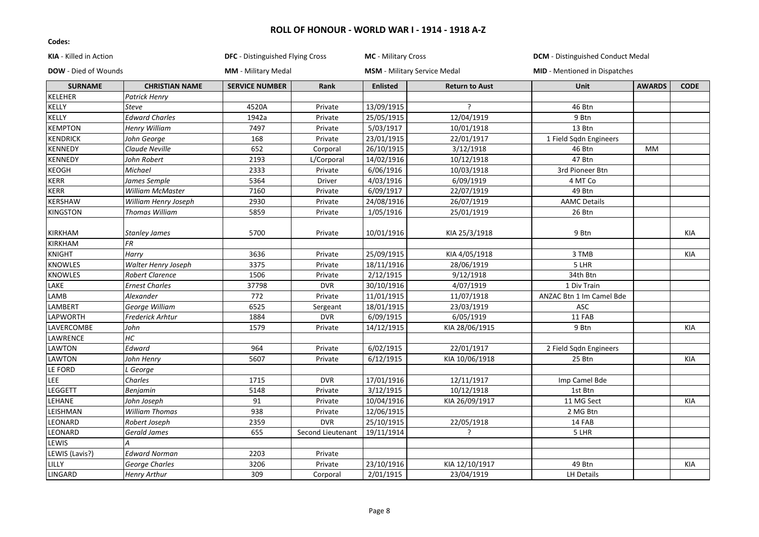# ROLL OF HONOUR - WORLD WAR I - 1914 - 1918 A-Z

**Codes:**

**KIA** - Killed in Action | **DFC** - Distinguished Flying Cross | **MC** - Military Cross | **DCM** - Distinguished Conduct Medal

**DOW** - Died of Wounds | **MM** - Military Medal | **MSM** - Military Service Medal | **MID** - Mentioned in Dispatches

| SURNAME | CHRISTIAN NAME | SERVICE NUMBER | Rank | Enlisted | Return to Aust | Unit | AWARDS | CODE |
|---|---|---|---|---|---|---|---|---|
| KELEHER | *Patrick Henry* | | | | | | | |
| KELLY | *Steve* | 4520A | Private | 13/09/1915 | ? | 46 Btn | | |
| KELLY | *Edward Charles* | 1942a | Private | 25/05/1915 | 12/04/1919 | 9 Btn | | |
| KEMPTON | *Henry William* | 7497 | Private | 5/03/1917 | 10/01/1918 | 13 Btn | | |
| KENDRICK | *John George* | 168 | Private | 23/01/1915 | 22/01/1917 | 1 Field Sqdn Engineers | | |
| KENNEDY | *Claude Neville* | 652 | Corporal | 26/10/1915 | 3/12/1918 | 46 Btn | MM | |
| KENNEDY | *John Robert* | 2193 | L/Corporal | 14/02/1916 | 10/12/1918 | 47 Btn | | |
| KEOGH | *Michael* | 2333 | Private | 6/06/1916 | 10/03/1918 | 3rd Pioneer Btn | | |
| KERR | *James Semple* | 5364 | Driver | 4/03/1916 | 6/09/1919 | 4 MT Co | | |
| KERR | *William McMaster* | 7160 | Private | 6/09/1917 | 22/07/1919 | 49 Btn | | |
| KERSHAW | *William Henry Joseph* | 2930 | Private | 24/08/1916 | 26/07/1919 | AAMC Details | | |
| KINGSTON | *Thomas William* | 5859 | Private | 1/05/1916 | 25/01/1919 | 26 Btn | | |
| KIRKHAM | *Stanley James* | 5700 | Private | 10/01/1916 | KIA 25/3/1918 | 9 Btn | | KIA |
| KIRKHAM | *FR* | | | | | | | |
| KNIGHT | *Harry* | 3636 | Private | 25/09/1915 | KIA 4/05/1918 | 3 TMB | | KIA |
| KNOWLES | *Walter Henry Joseph* | 3375 | Private | 18/11/1916 | 28/06/1919 | 5 LHR | | |
| KNOWLES | *Robert Clarence* | 1506 | Private | 2/12/1915 | 9/12/1918 | 34th Btn | | |
| LAKE | *Ernest Charles* | 37798 | DVR | 30/10/1916 | 4/07/1919 | 1 Div Train | | |
| LAMB | *Alexander* | 772 | Private | 11/01/1915 | 11/07/1918 | ANZAC Btn 1 Im Camel Bde | | |
| LAMBERT | *George William* | 6525 | Sergeant | 18/01/1915 | 23/03/1919 | ASC | | |
| LAPWORTH | *Frederick Arhtur* | 1884 | DVR | 6/09/1915 | 6/05/1919 | 11 FAB | | |
| LAVERCOMBE | *John* | 1579 | Private | 14/12/1915 | KIA 28/06/1915 | 9 Btn | | KIA |
| LAWRENCE | *HC* | | | | | | | |
| LAWTON | *Edward* | 964 | Private | 6/02/1915 | 22/01/1917 | 2 Field Sqdn Engineers | | |
| LAWTON | *John Henry* | 5607 | Private | 6/12/1915 | KIA 10/06/1918 | 25 Btn | | KIA |
| LE FORD | *L George* | | | | | | | |
| LEE | *Charles* | 1715 | DVR | 17/01/1916 | 12/11/1917 | Imp Camel Bde | | |
| LEGGETT | *Benjamin* | 5148 | Private | 3/12/1915 | 10/12/1918 | 1st Btn | | |
| LEHANE | *John Joseph* | 91 | Private | 10/04/1916 | KIA 26/09/1917 | 11 MG Sect | | KIA |
| LEISHMAN | *William Thomas* | 938 | Private | 12/06/1915 | | 2 MG Btn | | |
| LEONARD | *Robert Joseph* | 2359 | DVR | 25/10/1915 | 22/05/1918 | 14 FAB | | |
| LEONARD | *Gerald James* | 655 | Second Lieutenant | 19/11/1914 | ? | 5 LHR | | |
| LEWIS | *A* | | | | | | | |
| LEWIS (Lavis?) | *Edward Norman* | 2203 | Private | | | | | |
| LILLY | *George Charles* | 3206 | Private | 23/10/1916 | KIA 12/10/1917 | 49 Btn | | KIA |
| LINGARD | *Henry Arthur* | 309 | Corporal | 2/01/1915 | 23/04/1919 | LH Details | | |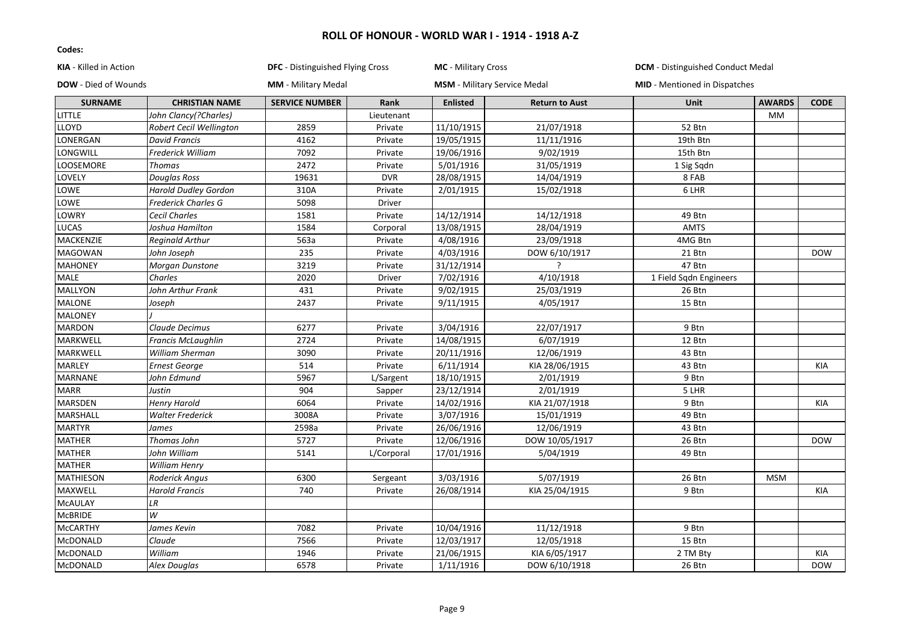## ROLL OF HONOUR - WORLD WAR I - 1914 - 1918 A-Z

**Codes:**

| | | | |
|---|---|---|---|
| **KIA** - Killed in Action | **DFC** - Distinguished Flying Cross | **MC** - Military Cross | **DCM** - Distinguished Conduct Medal |
| **DOW** - Died of Wounds | **MM** - Military Medal | **MSM** - Military Service Medal | **MID** - Mentioned in Dispatches |

| SURNAME | CHRISTIAN NAME | SERVICE NUMBER | Rank | Enlisted | Return to Aust | Unit | AWARDS | CODE |
|---|---|---|---|---|---|---|---|---|
| LITTLE | *John Clancy(?Charles)* | | Lieutenant | | | | MM | |
| LLOYD | *Robert Cecil Wellington* | 2859 | Private | 11/10/1915 | 21/07/1918 | 52 Btn | | |
| LONERGAN | *David Francis* | 4162 | Private | 19/05/1915 | 11/11/1916 | 19th Btn | | |
| LONGWILL | *Frederick William* | 7092 | Private | 19/06/1916 | 9/02/1919 | 15th Btn | | |
| LOOSEMORE | *Thomas* | 2472 | Private | 5/01/1916 | 31/05/1919 | 1 Sig Sqdn | | |
| LOVELY | *Douglas Ross* | 19631 | DVR | 28/08/1915 | 14/04/1919 | 8 FAB | | |
| LOWE | *Harold Dudley Gordon* | 310A | Private | 2/01/1915 | 15/02/1918 | 6 LHR | | |
| LOWE | *Frederick Charles G* | 5098 | Driver | | | | | |
| LOWRY | *Cecil Charles* | 1581 | Private | 14/12/1914 | 14/12/1918 | 49 Btn | | |
| LUCAS | *Joshua Hamilton* | 1584 | Corporal | 13/08/1915 | 28/04/1919 | AMTS | | |
| MACKENZIE | *Reginald Arthur* | 563a | Private | 4/08/1916 | 23/09/1918 | 4MG Btn | | |
| MAGOWAN | *John Joseph* | 235 | Private | 4/03/1916 | DOW 6/10/1917 | 21 Btn | | DOW |
| MAHONEY | *Morgan Dunstone* | 3219 | Private | 31/12/1914 | ? | 47 Btn | | |
| MALE | *Charles* | 2020 | Driver | 7/02/1916 | 4/10/1918 | 1 Field Sqdn Engineers | | |
| MALLYON | *John Arthur Frank* | 431 | Private | 9/02/1915 | 25/03/1919 | 26 Btn | | |
| MALONE | *Joseph* | 2437 | Private | 9/11/1915 | 4/05/1917 | 15 Btn | | |
| MALONEY | *J* | | | | | | | |
| MARDON | *Claude Decimus* | 6277 | Private | 3/04/1916 | 22/07/1917 | 9 Btn | | |
| MARKWELL | *Francis McLaughlin* | 2724 | Private | 14/08/1915 | 6/07/1919 | 12 Btn | | |
| MARKWELL | *William Sherman* | 3090 | Private | 20/11/1916 | 12/06/1919 | 43 Btn | | |
| MARLEY | *Ernest George* | 514 | Private | 6/11/1914 | KIA 28/06/1915 | 43 Btn | | KIA |
| MARNANE | *John Edmund* | 5967 | L/Sargent | 18/10/1915 | 2/01/1919 | 9 Btn | | |
| MARR | *Justin* | 904 | Sapper | 23/12/1914 | 2/01/1919 | 5 LHR | | |
| MARSDEN | *Henry Harold* | 6064 | Private | 14/02/1916 | KIA 21/07/1918 | 9 Btn | | KIA |
| MARSHALL | *Walter Frederick* | 3008A | Private | 3/07/1916 | 15/01/1919 | 49 Btn | | |
| MARTYR | *James* | 2598a | Private | 26/06/1916 | 12/06/1919 | 43 Btn | | |
| MATHER | *Thomas John* | 5727 | Private | 12/06/1916 | DOW 10/05/1917 | 26 Btn | | DOW |
| MATHER | *John William* | 5141 | L/Corporal | 17/01/1916 | 5/04/1919 | 49 Btn | | |
| MATHER | *William Henry* | | | | | | | |
| MATHIESON | *Roderick Angus* | 6300 | Sergeant | 3/03/1916 | 5/07/1919 | 26 Btn | MSM | |
| MAXWELL | *Harold Francis* | 740 | Private | 26/08/1914 | KIA 25/04/1915 | 9 Btn | | KIA |
| McAULAY | *LR* | | | | | | | |
| McBRIDE | *W* | | | | | | | |
| McCARTHY | *James Kevin* | 7082 | Private | 10/04/1916 | 11/12/1918 | 9 Btn | | |
| McDONALD | *Claude* | 7566 | Private | 12/03/1917 | 12/05/1918 | 15 Btn | | |
| McDONALD | *William* | 1946 | Private | 21/06/1915 | KIA 6/05/1917 | 2 TM Bty | | KIA |
| McDONALD | *Alex Douglas* | 6578 | Private | 1/11/1916 | DOW 6/10/1918 | 26 Btn | | DOW |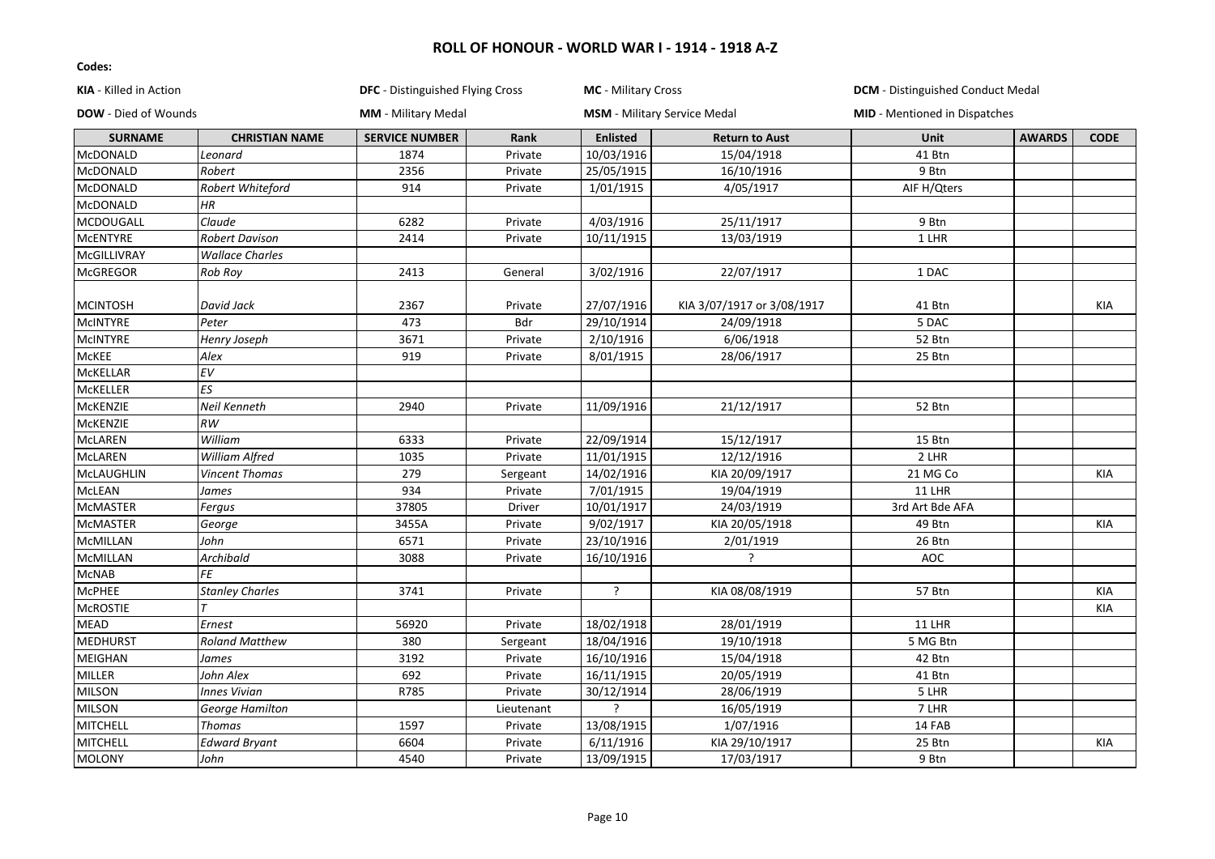# ROLL OF HONOUR - WORLD WAR I - 1914 - 1918 A-Z

**Codes:**

**KIA** - Killed in Action | **DFC** - Distinguished Flying Cross | **MC** - Military Cross | **DCM** - Distinguished Conduct Medal

**DOW** - Died of Wounds | **MM** - Military Medal | **MSM** - Military Service Medal | **MID** - Mentioned in Dispatches

| SURNAME | CHRISTIAN NAME | SERVICE NUMBER | Rank | Enlisted | Return to Aust | Unit | AWARDS | CODE |
|---|---|---|---|---|---|---|---|---|
| McDONALD | *Leonard* | 1874 | Private | 10/03/1916 | 15/04/1918 | 41 Btn | | |
| McDONALD | *Robert* | 2356 | Private | 25/05/1915 | 16/10/1916 | 9 Btn | | |
| McDONALD | *Robert Whiteford* | 914 | Private | 1/01/1915 | 4/05/1917 | AIF H/Qters | | |
| McDONALD | *HR* | | | | | | | |
| MCDOUGALL | *Claude* | 6282 | Private | 4/03/1916 | 25/11/1917 | 9 Btn | | |
| McENTYRE | *Robert Davison* | 2414 | Private | 10/11/1915 | 13/03/1919 | 1 LHR | | |
| McGILLIVRAY | *Wallace Charles* | | | | | | | |
| McGREGOR | *Rob Roy* | 2413 | General | 3/02/1916 | 22/07/1917 | 1 DAC | | |
| MCINTOSH | *David Jack* | 2367 | Private | 27/07/1916 | KIA 3/07/1917 or 3/08/1917 | 41 Btn | | KIA |
| McINTYRE | *Peter* | 473 | Bdr | 29/10/1914 | 24/09/1918 | 5 DAC | | |
| McINTYRE | *Henry Joseph* | 3671 | Private | 2/10/1916 | 6/06/1918 | 52 Btn | | |
| McKEE | *Alex* | 919 | Private | 8/01/1915 | 28/06/1917 | 25 Btn | | |
| McKELLAR | *EV* | | | | | | | |
| McKELLER | *ES* | | | | | | | |
| McKENZIE | *Neil Kenneth* | 2940 | Private | 11/09/1916 | 21/12/1917 | 52 Btn | | |
| McKENZIE | *RW* | | | | | | | |
| McLAREN | *William* | 6333 | Private | 22/09/1914 | 15/12/1917 | 15 Btn | | |
| McLAREN | *William Alfred* | 1035 | Private | 11/01/1915 | 12/12/1916 | 2 LHR | | |
| McLAUGHLIN | *Vincent Thomas* | 279 | Sergeant | 14/02/1916 | KIA 20/09/1917 | 21 MG Co | | KIA |
| McLEAN | *James* | 934 | Private | 7/01/1915 | 19/04/1919 | 11 LHR | | |
| McMASTER | *Fergus* | 37805 | Driver | 10/01/1917 | 24/03/1919 | 3rd Art Bde AFA | | |
| McMASTER | *George* | 3455A | Private | 9/02/1917 | KIA 20/05/1918 | 49 Btn | | KIA |
| McMILLAN | *John* | 6571 | Private | 23/10/1916 | 2/01/1919 | 26 Btn | | |
| McMILLAN | *Archibald* | 3088 | Private | 16/10/1916 | ? | AOC | | |
| McNAB | *FE* | | | | | | | |
| McPHEE | *Stanley Charles* | 3741 | Private | ? | KIA 08/08/1919 | 57 Btn | | KIA |
| McROSTIE | *T* | | | | | | | KIA |
| MEAD | *Ernest* | 56920 | Private | 18/02/1918 | 28/01/1919 | 11 LHR | | |
| MEDHURST | *Roland Matthew* | 380 | Sergeant | 18/04/1916 | 19/10/1918 | 5 MG Btn | | |
| MEIGHAN | *James* | 3192 | Private | 16/10/1916 | 15/04/1918 | 42 Btn | | |
| MILLER | *John Alex* | 692 | Private | 16/11/1915 | 20/05/1919 | 41 Btn | | |
| MILSON | *Innes Vivian* | R785 | Private | 30/12/1914 | 28/06/1919 | 5 LHR | | |
| MILSON | *George Hamilton* | | Lieutenant | ? | 16/05/1919 | 7 LHR | | |
| MITCHELL | *Thomas* | 1597 | Private | 13/08/1915 | 1/07/1916 | 14 FAB | | |
| MITCHELL | *Edward Bryant* | 6604 | Private | 6/11/1916 | KIA 29/10/1917 | 25 Btn | | KIA |
| MOLONY | *John* | 4540 | Private | 13/09/1915 | 17/03/1917 | 9 Btn | | |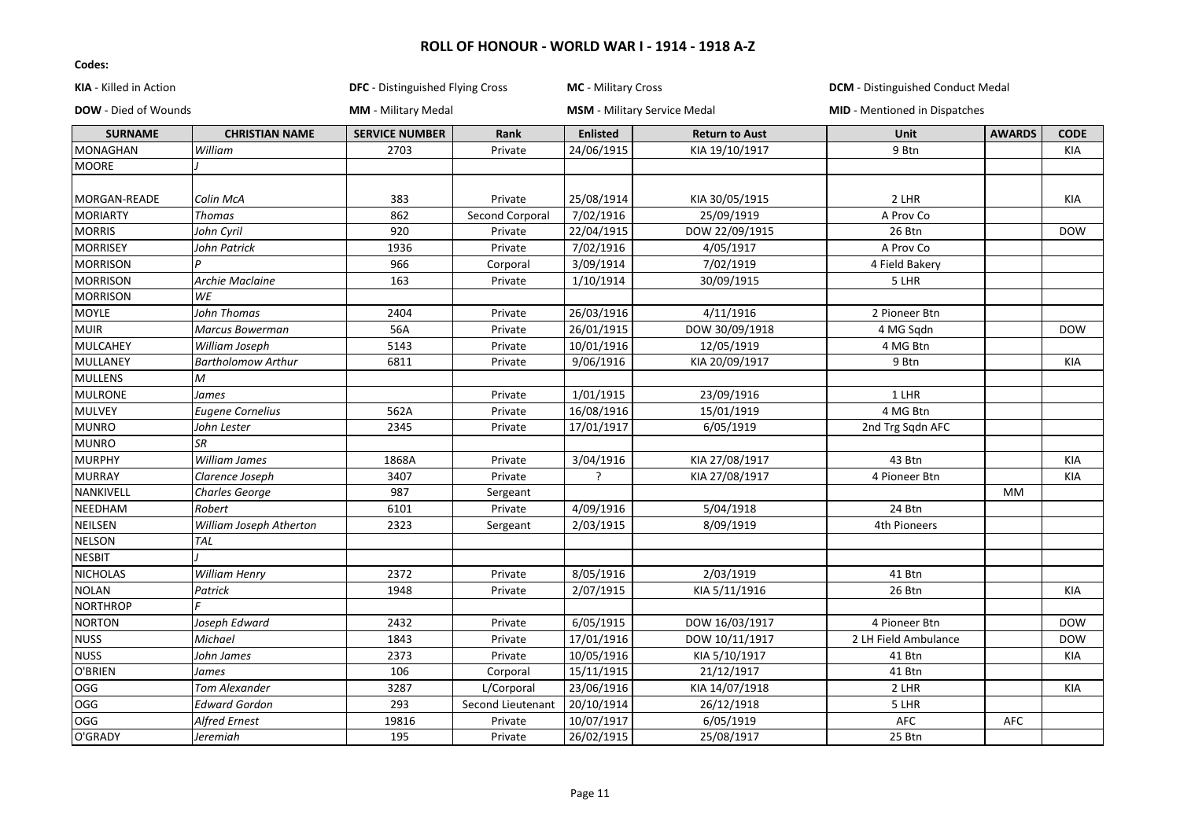## ROLL OF HONOUR - WORLD WAR I - 1914 - 1918 A-Z

**Codes:**

**KIA** - Killed in Action | **DFC** - Distinguished Flying Cross | **MC** - Military Cross | **DCM** - Distinguished Conduct Medal

**DOW** - Died of Wounds | **MM** - Military Medal | **MSM** - Military Service Medal | **MID** - Mentioned in Dispatches

| SURNAME | CHRISTIAN NAME | SERVICE NUMBER | Rank | Enlisted | Return to Aust | Unit | AWARDS | CODE |
|---|---|---|---|---|---|---|---|---|
| MONAGHAN | *William* | 2703 | Private | 24/06/1915 | KIA 19/10/1917 | 9 Btn | | KIA |
| MOORE | *J* | | | | | | | |
| MORGAN-READE | *Colin McA* | 383 | Private | 25/08/1914 | KIA 30/05/1915 | 2 LHR | | KIA |
| MORIARTY | *Thomas* | 862 | Second Corporal | 7/02/1916 | 25/09/1919 | A Prov Co | | |
| MORRIS | *John Cyril* | 920 | Private | 22/04/1915 | DOW 22/09/1915 | 26 Btn | | DOW |
| MORRISEY | *John Patrick* | 1936 | Private | 7/02/1916 | 4/05/1917 | A Prov Co | | |
| MORRISON | *P* | 966 | Corporal | 3/09/1914 | 7/02/1919 | 4 Field Bakery | | |
| MORRISON | *Archie Maclaine* | 163 | Private | 1/10/1914 | 30/09/1915 | 5 LHR | | |
| MORRISON | *WE* | | | | | | | |
| MOYLE | *John Thomas* | 2404 | Private | 26/03/1916 | 4/11/1916 | 2 Pioneer Btn | | |
| MUIR | *Marcus Bowerman* | 56A | Private | 26/01/1915 | DOW 30/09/1918 | 4 MG Sqdn | | DOW |
| MULCAHEY | *William Joseph* | 5143 | Private | 10/01/1916 | 12/05/1919 | 4 MG Btn | | |
| MULLANEY | *Bartholomow Arthur* | 6811 | Private | 9/06/1916 | KIA 20/09/1917 | 9 Btn | | KIA |
| MULLENS | *M* | | | | | | | |
| MULRONE | *James* | | Private | 1/01/1915 | 23/09/1916 | 1 LHR | | |
| MULVEY | *Eugene Cornelius* | 562A | Private | 16/08/1916 | 15/01/1919 | 4 MG Btn | | |
| MUNRO | *John Lester* | 2345 | Private | 17/01/1917 | 6/05/1919 | 2nd Trg Sqdn AFC | | |
| MUNRO | *SR* | | | | | | | |
| MURPHY | *William James* | 1868A | Private | 3/04/1916 | KIA 27/08/1917 | 43 Btn | | KIA |
| MURRAY | *Clarence Joseph* | 3407 | Private | ? | KIA 27/08/1917 | 4 Pioneer Btn | | KIA |
| NANKIVELL | *Charles George* | 987 | Sergeant | | | | MM | |
| NEEDHAM | *Robert* | 6101 | Private | 4/09/1916 | 5/04/1918 | 24 Btn | | |
| NEILSEN | *William Joseph Atherton* | 2323 | Sergeant | 2/03/1915 | 8/09/1919 | 4th Pioneers | | |
| NELSON | *TAL* | | | | | | | |
| NESBIT | *J* | | | | | | | |
| NICHOLAS | *William Henry* | 2372 | Private | 8/05/1916 | 2/03/1919 | 41 Btn | | |
| NOLAN | *Patrick* | 1948 | Private | 2/07/1915 | KIA 5/11/1916 | 26 Btn | | KIA |
| NORTHROP | *F* | | | | | | | |
| NORTON | *Joseph Edward* | 2432 | Private | 6/05/1915 | DOW 16/03/1917 | 4 Pioneer Btn | | DOW |
| NUSS | *Michael* | 1843 | Private | 17/01/1916 | DOW 10/11/1917 | 2 LH Field Ambulance | | DOW |
| NUSS | *John James* | 2373 | Private | 10/05/1916 | KIA 5/10/1917 | 41 Btn | | KIA |
| O'BRIEN | *James* | 106 | Corporal | 15/11/1915 | 21/12/1917 | 41 Btn | | |
| OGG | *Tom Alexander* | 3287 | L/Corporal | 23/06/1916 | KIA 14/07/1918 | 2 LHR | | KIA |
| OGG | *Edward Gordon* | 293 | Second Lieutenant | 20/10/1914 | 26/12/1918 | 5 LHR | | |
| OGG | *Alfred Ernest* | 19816 | Private | 10/07/1917 | 6/05/1919 | AFC | AFC | |
| O'GRADY | *Jeremiah* | 195 | Private | 26/02/1915 | 25/08/1917 | 25 Btn | | |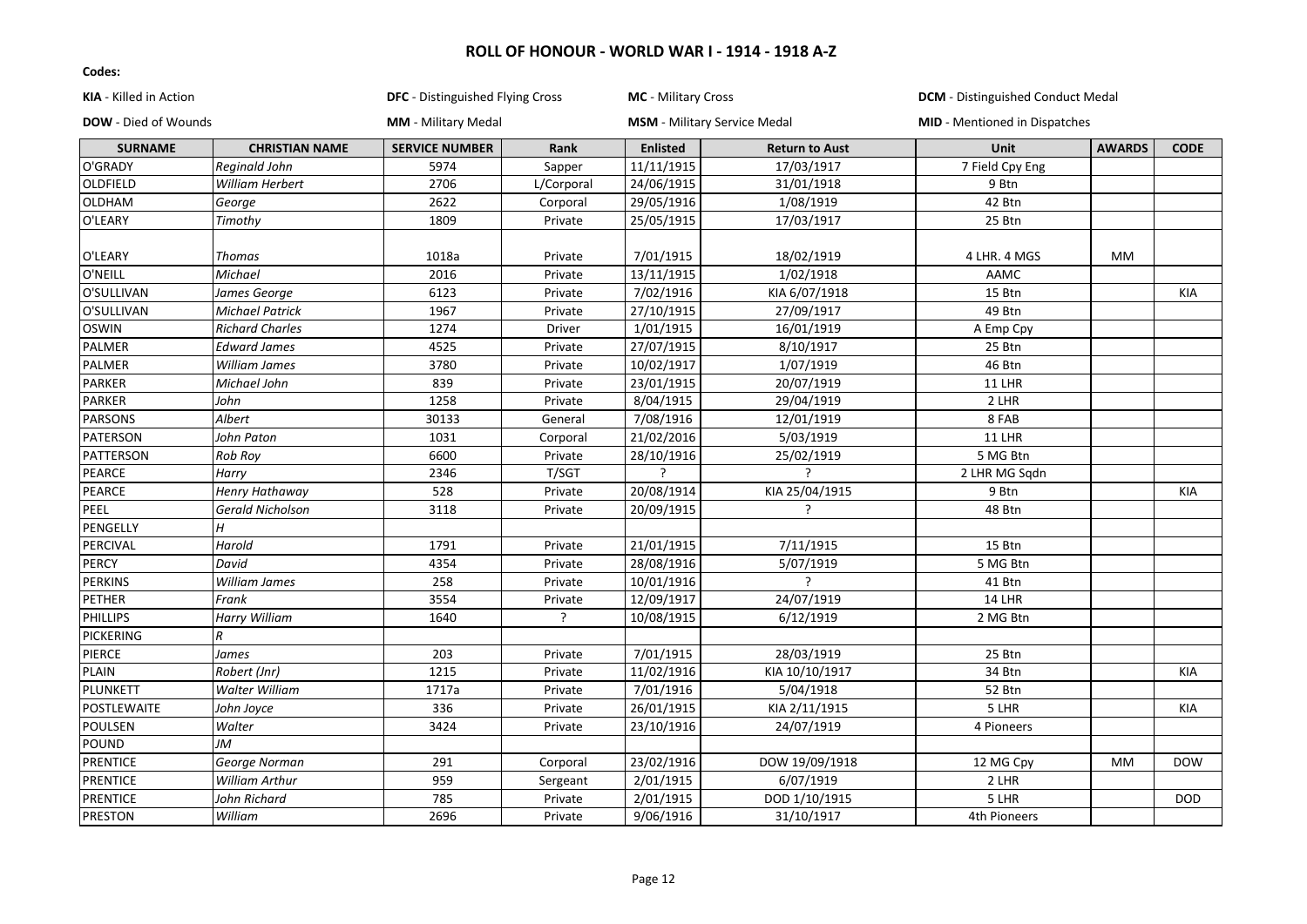# ROLL OF HONOUR - WORLD WAR I - 1914 - 1918 A-Z

**Codes:**

**KIA** - Killed in Action | **DFC** - Distinguished Flying Cross | **MC** - Military Cross | **DCM** - Distinguished Conduct Medal

**DOW** - Died of Wounds | **MM** - Military Medal | **MSM** - Military Service Medal | **MID** - Mentioned in Dispatches

| SURNAME | CHRISTIAN NAME | SERVICE NUMBER | Rank | Enlisted | Return to Aust | Unit | AWARDS | CODE |
|---|---|---|---|---|---|---|---|---|
| O'GRADY | *Reginald John* | 5974 | Sapper | 11/11/1915 | 17/03/1917 | 7 Field Cpy Eng | | |
| OLDFIELD | *William Herbert* | 2706 | L/Corporal | 24/06/1915 | 31/01/1918 | 9 Btn | | |
| OLDHAM | *George* | 2622 | Corporal | 29/05/1916 | 1/08/1919 | 42 Btn | | |
| O'LEARY | *Timothy* | 1809 | Private | 25/05/1915 | 17/03/1917 | 25 Btn | | |
| O'LEARY | *Thomas* | 1018a | Private | 7/01/1915 | 18/02/1919 | 4 LHR. 4 MGS | MM | |
| O'NEILL | *Michael* | 2016 | Private | 13/11/1915 | 1/02/1918 | AAMC | | |
| O'SULLIVAN | *James George* | 6123 | Private | 7/02/1916 | KIA 6/07/1918 | 15 Btn | | KIA |
| O'SULLIVAN | *Michael Patrick* | 1967 | Private | 27/10/1915 | 27/09/1917 | 49 Btn | | |
| OSWIN | *Richard Charles* | 1274 | Driver | 1/01/1915 | 16/01/1919 | A Emp Cpy | | |
| PALMER | *Edward James* | 4525 | Private | 27/07/1915 | 8/10/1917 | 25 Btn | | |
| PALMER | *William James* | 3780 | Private | 10/02/1917 | 1/07/1919 | 46 Btn | | |
| PARKER | *Michael John* | 839 | Private | 23/01/1915 | 20/07/1919 | 11 LHR | | |
| PARKER | *John* | 1258 | Private | 8/04/1915 | 29/04/1919 | 2 LHR | | |
| PARSONS | *Albert* | 30133 | General | 7/08/1916 | 12/01/1919 | 8 FAB | | |
| PATERSON | *John Paton* | 1031 | Corporal | 21/02/2016 | 5/03/1919 | 11 LHR | | |
| PATTERSON | *Rob Roy* | 6600 | Private | 28/10/1916 | 25/02/1919 | 5 MG Btn | | |
| PEARCE | *Harry* | 2346 | T/SGT | ? | ? | 2 LHR MG Sqdn | | |
| PEARCE | *Henry Hathaway* | 528 | Private | 20/08/1914 | KIA 25/04/1915 | 9 Btn | | KIA |
| PEEL | *Gerald Nicholson* | 3118 | Private | 20/09/1915 | ? | 48 Btn | | |
| PENGELLY | *H* | | | | | | | |
| PERCIVAL | *Harold* | 1791 | Private | 21/01/1915 | 7/11/1915 | 15 Btn | | |
| PERCY | *David* | 4354 | Private | 28/08/1916 | 5/07/1919 | 5 MG Btn | | |
| PERKINS | *William James* | 258 | Private | 10/01/1916 | ? | 41 Btn | | |
| PETHER | *Frank* | 3554 | Private | 12/09/1917 | 24/07/1919 | 14 LHR | | |
| PHILLIPS | *Harry William* | 1640 | ? | 10/08/1915 | 6/12/1919 | 2 MG Btn | | |
| PICKERING | *R* | | | | | | | |
| PIERCE | *James* | 203 | Private | 7/01/1915 | 28/03/1919 | 25 Btn | | |
| PLAIN | *Robert (Jnr)* | 1215 | Private | 11/02/1916 | KIA 10/10/1917 | 34 Btn | | KIA |
| PLUNKETT | *Walter William* | 1717a | Private | 7/01/1916 | 5/04/1918 | 52 Btn | | |
| POSTLEWAITE | *John Joyce* | 336 | Private | 26/01/1915 | KIA 2/11/1915 | 5 LHR | | KIA |
| POULSEN | *Walter* | 3424 | Private | 23/10/1916 | 24/07/1919 | 4 Pioneers | | |
| POUND | *JM* | | | | | | | |
| PRENTICE | *George Norman* | 291 | Corporal | 23/02/1916 | DOW 19/09/1918 | 12 MG Cpy | MM | DOW |
| PRENTICE | *William Arthur* | 959 | Sergeant | 2/01/1915 | 6/07/1919 | 2 LHR | | |
| PRENTICE | *John Richard* | 785 | Private | 2/01/1915 | DOD 1/10/1915 | 5 LHR | | DOD |
| PRESTON | *William* | 2696 | Private | 9/06/1916 | 31/10/1917 | 4th Pioneers | | |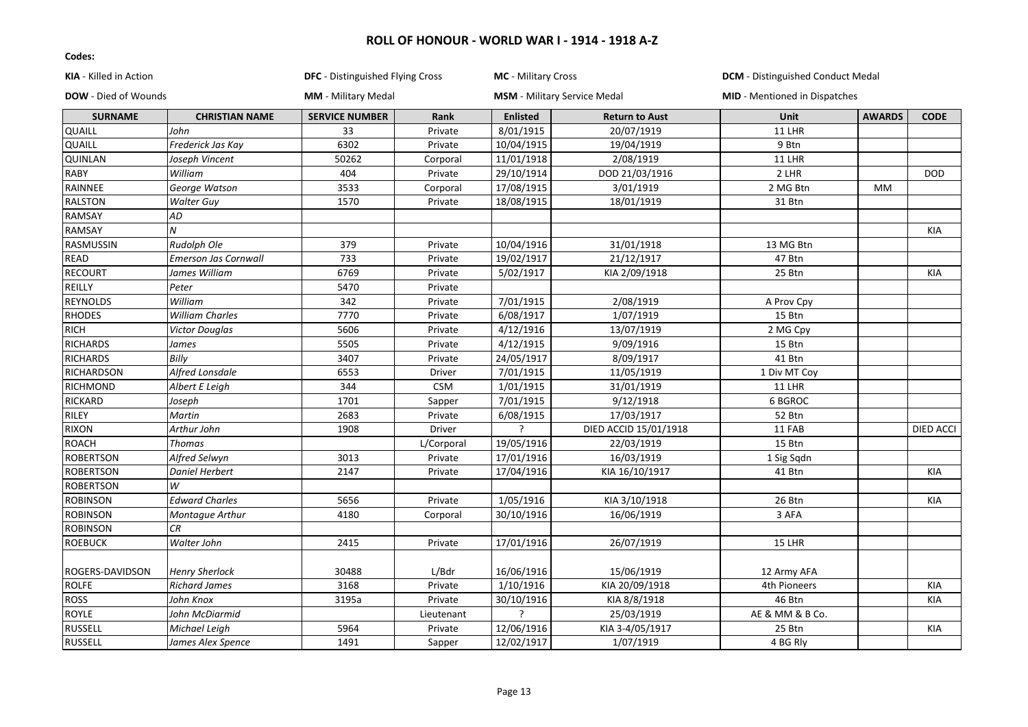# ROLL OF HONOUR - WORLD WAR I - 1914 - 1918 A-Z

**Codes:**

| | | | |
|---|---|---|---|
| **KIA** - Killed in Action | **DFC** - Distinguished Flying Cross | **MC** - Military Cross | **DCM** - Distinguished Conduct Medal |
| **DOW** - Died of Wounds | **MM** - Military Medal | **MSM** - Military Service Medal | **MID** - Mentioned in Dispatches |

| SURNAME | CHRISTIAN NAME | SERVICE NUMBER | Rank | Enlisted | Return to Aust | Unit | AWARDS | CODE |
|---|---|---|---|---|---|---|---|---|
| QUAILL | *John* | 33 | Private | 8/01/1915 | 20/07/1919 | 11 LHR | | |
| QUAILL | *Frederick Jas Kay* | 6302 | Private | 10/04/1915 | 19/04/1919 | 9 Btn | | |
| QUINLAN | *Joseph Vincent* | 50262 | Corporal | 11/01/1918 | 2/08/1919 | 11 LHR | | |
| RABY | *William* | 404 | Private | 29/10/1914 | DOD 21/03/1916 | 2 LHR | | DOD |
| RAINNEE | *George Watson* | 3533 | Corporal | 17/08/1915 | 3/01/1919 | 2 MG Btn | MM | |
| RALSTON | *Walter Guy* | 1570 | Private | 18/08/1915 | 18/01/1919 | 31 Btn | | |
| RAMSAY | *AD* | | | | | | | |
| RAMSAY | *N* | | | | | | | KIA |
| RASMUSSIN | *Rudolph Ole* | 379 | Private | 10/04/1916 | 31/01/1918 | 13 MG Btn | | |
| READ | *Emerson Jas Cornwall* | 733 | Private | 19/02/1917 | 21/12/1917 | 47 Btn | | |
| RECOURT | *James William* | 6769 | Private | 5/02/1917 | KIA 2/09/1918 | 25 Btn | | KIA |
| REILLY | *Peter* | 5470 | Private | | | | | |
| REYNOLDS | *William* | 342 | Private | 7/01/1915 | 2/08/1919 | A Prov Cpy | | |
| RHODES | *William Charles* | 7770 | Private | 6/08/1917 | 1/07/1919 | 15 Btn | | |
| RICH | *Victor Douglas* | 5606 | Private | 4/12/1916 | 13/07/1919 | 2 MG Cpy | | |
| RICHARDS | *James* | 5505 | Private | 4/12/1915 | 9/09/1916 | 15 Btn | | |
| RICHARDS | *Billy* | 3407 | Private | 24/05/1917 | 8/09/1917 | 41 Btn | | |
| RICHARDSON | *Alfred Lonsdale* | 6553 | Driver | 7/01/1915 | 11/05/1919 | 1 Div MT Coy | | |
| RICHMOND | *Albert E Leigh* | 344 | CSM | 1/01/1915 | 31/01/1919 | 11 LHR | | |
| RICKARD | *Joseph* | 1701 | Sapper | 7/01/1915 | 9/12/1918 | 6 BGROC | | |
| RILEY | *Martin* | 2683 | Private | 6/08/1915 | 17/03/1917 | 52 Btn | | |
| RIXON | *Arthur John* | 1908 | Driver | ? | DIED ACCID 15/01/1918 | 11 FAB | | DIED ACCI |
| ROACH | *Thomas* | | L/Corporal | 19/05/1916 | 22/03/1919 | 15 Btn | | |
| ROBERTSON | *Alfred Selwyn* | 3013 | Private | 17/01/1916 | 16/03/1919 | 1 Sig Sqdn | | |
| ROBERTSON | *Daniel Herbert* | 2147 | Private | 17/04/1916 | KIA 16/10/1917 | 41 Btn | | KIA |
| ROBERTSON | *W* | | | | | | | |
| ROBINSON | *Edward Charles* | 5656 | Private | 1/05/1916 | KIA 3/10/1918 | 26 Btn | | KIA |
| ROBINSON | *Montague Arthur* | 4180 | Corporal | 30/10/1916 | 16/06/1919 | 3 AFA | | |
| ROBINSON | *CR* | | | | | | | |
| ROEBUCK | *Walter John* | 2415 | Private | 17/01/1916 | 26/07/1919 | 15 LHR | | |
| ROGERS-DAVIDSON | *Henry Sherlock* | 30488 | L/Bdr | 16/06/1916 | 15/06/1919 | 12 Army AFA | | |
| ROLFE | *Richard James* | 3168 | Private | 1/10/1916 | KIA 20/09/1918 | 4th Pioneers | | KIA |
| ROSS | *John Knox* | 3195a | Private | 30/10/1916 | KIA 8/8/1918 | 46 Btn | | KIA |
| ROYLE | *John McDiarmid* | | Lieutenant | ? | 25/03/1919 | AE & MM & B Co. | | |
| RUSSELL | *Michael Leigh* | 5964 | Private | 12/06/1916 | KIA 3-4/05/1917 | 25 Btn | | KIA |
| RUSSELL | *James Alex Spence* | 1491 | Sapper | 12/02/1917 | 1/07/1919 | 4 BG Rly | | |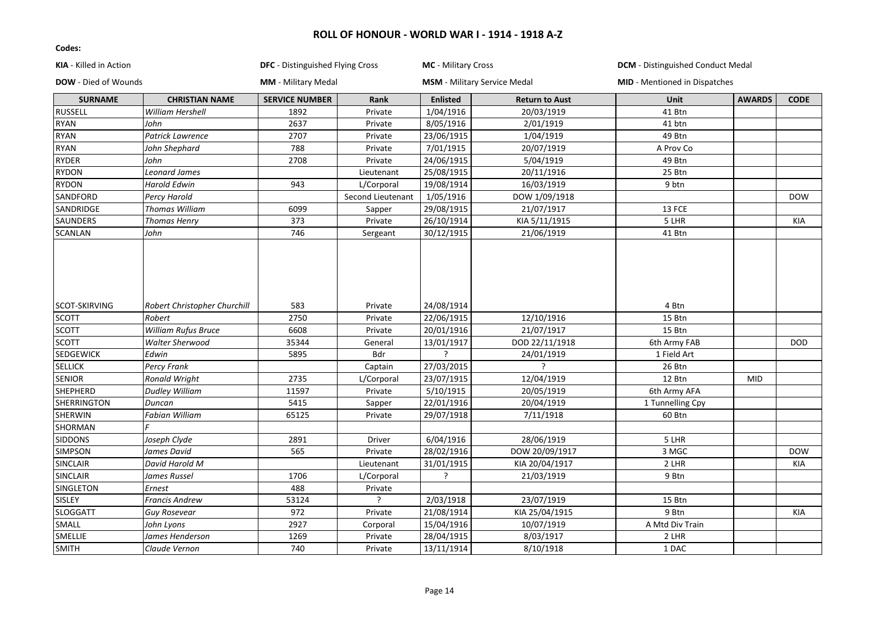# ROLL OF HONOUR - WORLD WAR I - 1914 - 1918 A-Z

**Codes:**

| | | | |
|---|---|---|---|
| **KIA** - Killed in Action | **DFC** - Distinguished Flying Cross | **MC** - Military Cross | **DCM** - Distinguished Conduct Medal |
| **DOW** - Died of Wounds | **MM** - Military Medal | **MSM** - Military Service Medal | **MID** - Mentioned in Dispatches |

| SURNAME | CHRISTIAN NAME | SERVICE NUMBER | Rank | Enlisted | Return to Aust | Unit | AWARDS | CODE |
|---|---|---|---|---|---|---|---|---|
| RUSSELL | *William Hershell* | 1892 | Private | 1/04/1916 | 20/03/1919 | 41 Btn | | |
| RYAN | *John* | 2637 | Private | 8/05/1916 | 2/01/1919 | 41 btn | | |
| RYAN | *Patrick Lawrence* | 2707 | Private | 23/06/1915 | 1/04/1919 | 49 Btn | | |
| RYAN | *John Shephard* | 788 | Private | 7/01/1915 | 20/07/1919 | A Prov Co | | |
| RYDER | *John* | 2708 | Private | 24/06/1915 | 5/04/1919 | 49 Btn | | |
| RYDON | *Leonard James* | | Lieutenant | 25/08/1915 | 20/11/1916 | 25 Btn | | |
| RYDON | *Harold Edwin* | 943 | L/Corporal | 19/08/1914 | 16/03/1919 | 9 btn | | |
| SANDFORD | *Percy Harold* | | Second Lieutenant | 1/05/1916 | DOW 1/09/1918 | | | DOW |
| SANDRIDGE | *Thomas William* | 6099 | Sapper | 29/08/1915 | 21/07/1917 | 13 FCE | | |
| SAUNDERS | *Thomas Henry* | 373 | Private | 26/10/1914 | KIA 5/11/1915 | 5 LHR | | KIA |
| SCANLAN | *John* | 746 | Sergeant | 30/12/1915 | 21/06/1919 | 41 Btn | | |
| SCOT-SKIRVING | *Robert Christopher Churchill* | 583 | Private | 24/08/1914 | | 4 Btn | | |
| SCOTT | *Robert* | 2750 | Private | 22/06/1915 | 12/10/1916 | 15 Btn | | |
| SCOTT | *William Rufus Bruce* | 6608 | Private | 20/01/1916 | 21/07/1917 | 15 Btn | | |
| SCOTT | *Walter Sherwood* | 35344 | General | 13/01/1917 | DOD 22/11/1918 | 6th Army FAB | | DOD |
| SEDGEWICK | *Edwin* | 5895 | Bdr | ? | 24/01/1919 | 1 Field Art | | |
| SELLICK | *Percy Frank* | | Captain | 27/03/2015 | ? | 26 Btn | | |
| SENIOR | *Ronald Wright* | 2735 | L/Corporal | 23/07/1915 | 12/04/1919 | 12 Btn | MID | |
| SHEPHERD | *Dudley William* | 11597 | Private | 5/10/1915 | 20/05/1919 | 6th Army AFA | | |
| SHERRINGTON | *Duncan* | 5415 | Sapper | 22/01/1916 | 20/04/1919 | 1 Tunnelling Cpy | | |
| SHERWIN | *Fabian William* | 65125 | Private | 29/07/1918 | 7/11/1918 | 60 Btn | | |
| SHORMAN | *F* | | | | | | | |
| SIDDONS | *Joseph Clyde* | 2891 | Driver | 6/04/1916 | 28/06/1919 | 5 LHR | | |
| SIMPSON | *James David* | 565 | Private | 28/02/1916 | DOW 20/09/1917 | 3 MGC | | DOW |
| SINCLAIR | *David Harold M* | | Lieutenant | 31/01/1915 | KIA 20/04/1917 | 2 LHR | | KIA |
| SINCLAIR | *James Russel* | 1706 | L/Corporal | ? | 21/03/1919 | 9 Btn | | |
| SINGLETON | *Ernest* | 488 | Private | | | | | |
| SISLEY | *Francis Andrew* | 53124 | ? | 2/03/1918 | 23/07/1919 | 15 Btn | | |
| SLOGGATT | *Guy Rosevear* | 972 | Private | 21/08/1914 | KIA 25/04/1915 | 9 Btn | | KIA |
| SMALL | *John Lyons* | 2927 | Corporal | 15/04/1916 | 10/07/1919 | A Mtd Div Train | | |
| SMELLIE | *James Henderson* | 1269 | Private | 28/04/1915 | 8/03/1917 | 2 LHR | | |
| SMITH | *Claude Vernon* | 740 | Private | 13/11/1914 | 8/10/1918 | 1 DAC | | |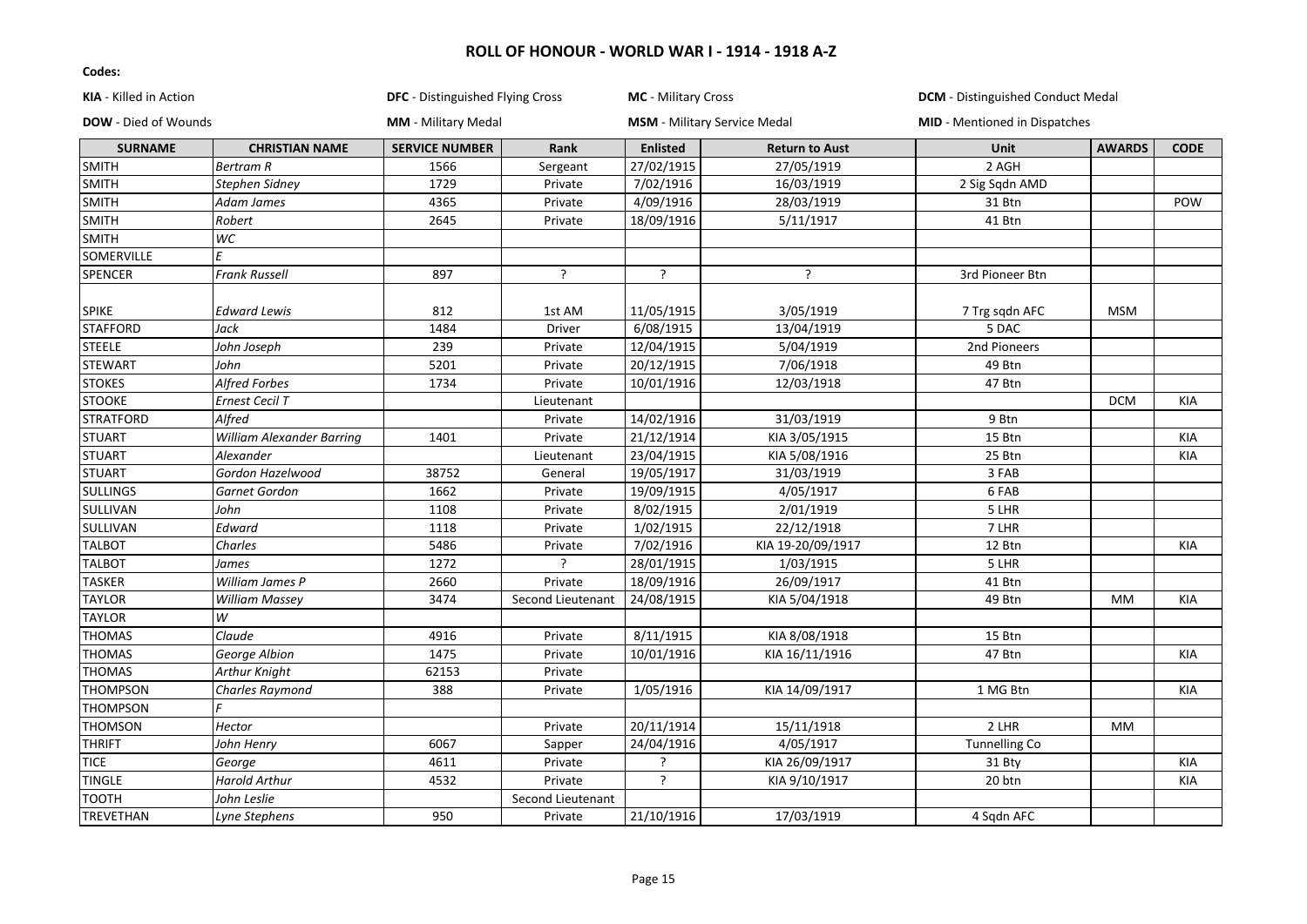# ROLL OF HONOUR - WORLD WAR I - 1914 - 1918 A-Z

**Codes:**

| | | | |
|---|---|---|---|
| **KIA** - Killed in Action | **DFC** - Distinguished Flying Cross | **MC** - Military Cross | **DCM** - Distinguished Conduct Medal |
| **DOW** - Died of Wounds | **MM** - Military Medal | **MSM** - Military Service Medal | **MID** - Mentioned in Dispatches |

| SURNAME | CHRISTIAN NAME | SERVICE NUMBER | Rank | Enlisted | Return to Aust | Unit | AWARDS | CODE |
|---|---|---|---|---|---|---|---|---|
| SMITH | *Bertram R* | 1566 | Sergeant | 27/02/1915 | 27/05/1919 | 2 AGH | | |
| SMITH | *Stephen Sidney* | 1729 | Private | 7/02/1916 | 16/03/1919 | 2 Sig Sqdn AMD | | |
| SMITH | *Adam James* | 4365 | Private | 4/09/1916 | 28/03/1919 | 31 Btn | | POW |
| SMITH | *Robert* | 2645 | Private | 18/09/1916 | 5/11/1917 | 41 Btn | | |
| SMITH | *WC* | | | | | | | |
| SOMERVILLE | *E* | | | | | | | |
| SPENCER | *Frank Russell* | 897 | ? | ? | ? | 3rd Pioneer Btn | | |
| SPIKE | *Edward Lewis* | 812 | 1st AM | 11/05/1915 | 3/05/1919 | 7 Trg sqdn AFC | MSM | |
| STAFFORD | *Jack* | 1484 | Driver | 6/08/1915 | 13/04/1919 | 5 DAC | | |
| STEELE | *John Joseph* | 239 | Private | 12/04/1915 | 5/04/1919 | 2nd Pioneers | | |
| STEWART | *John* | 5201 | Private | 20/12/1915 | 7/06/1918 | 49 Btn | | |
| STOKES | *Alfred Forbes* | 1734 | Private | 10/01/1916 | 12/03/1918 | 47 Btn | | |
| STOOKE | *Ernest Cecil T* | | Lieutenant | | | | DCM | KIA |
| STRATFORD | *Alfred* | | Private | 14/02/1916 | 31/03/1919 | 9 Btn | | |
| STUART | *William Alexander Barring* | 1401 | Private | 21/12/1914 | KIA 3/05/1915 | 15 Btn | | KIA |
| STUART | *Alexander* | | Lieutenant | 23/04/1915 | KIA 5/08/1916 | 25 Btn | | KIA |
| STUART | *Gordon Hazelwood* | 38752 | General | 19/05/1917 | 31/03/1919 | 3 FAB | | |
| SULLINGS | *Garnet Gordon* | 1662 | Private | 19/09/1915 | 4/05/1917 | 6 FAB | | |
| SULLIVAN | *John* | 1108 | Private | 8/02/1915 | 2/01/1919 | 5 LHR | | |
| SULLIVAN | *Edward* | 1118 | Private | 1/02/1915 | 22/12/1918 | 7 LHR | | |
| TALBOT | *Charles* | 5486 | Private | 7/02/1916 | KIA 19-20/09/1917 | 12 Btn | | KIA |
| TALBOT | *James* | 1272 | ? | 28/01/1915 | 1/03/1915 | 5 LHR | | |
| TASKER | *William James P* | 2660 | Private | 18/09/1916 | 26/09/1917 | 41 Btn | | |
| TAYLOR | *William Massey* | 3474 | Second Lieutenant | 24/08/1915 | KIA 5/04/1918 | 49 Btn | MM | KIA |
| TAYLOR | *W* | | | | | | | |
| THOMAS | *Claude* | 4916 | Private | 8/11/1915 | KIA 8/08/1918 | 15 Btn | | |
| THOMAS | *George Albion* | 1475 | Private | 10/01/1916 | KIA 16/11/1916 | 47 Btn | | KIA |
| THOMAS | *Arthur Knight* | 62153 | Private | | | | | |
| THOMPSON | *Charles Raymond* | 388 | Private | 1/05/1916 | KIA 14/09/1917 | 1 MG Btn | | KIA |
| THOMPSON | *F* | | | | | | | |
| THOMSON | *Hector* | | Private | 20/11/1914 | 15/11/1918 | 2 LHR | MM | |
| THRIFT | *John Henry* | 6067 | Sapper | 24/04/1916 | 4/05/1917 | Tunnelling Co | | |
| TICE | *George* | 4611 | Private | ? | KIA 26/09/1917 | 31 Bty | | KIA |
| TINGLE | *Harold Arthur* | 4532 | Private | ? | KIA 9/10/1917 | 20 btn | | KIA |
| TOOTH | *John Leslie* | | Second Lieutenant | | | | | |
| TREVETHAN | *Lyne Stephens* | 950 | Private | 21/10/1916 | 17/03/1919 | 4 Sqdn AFC | | |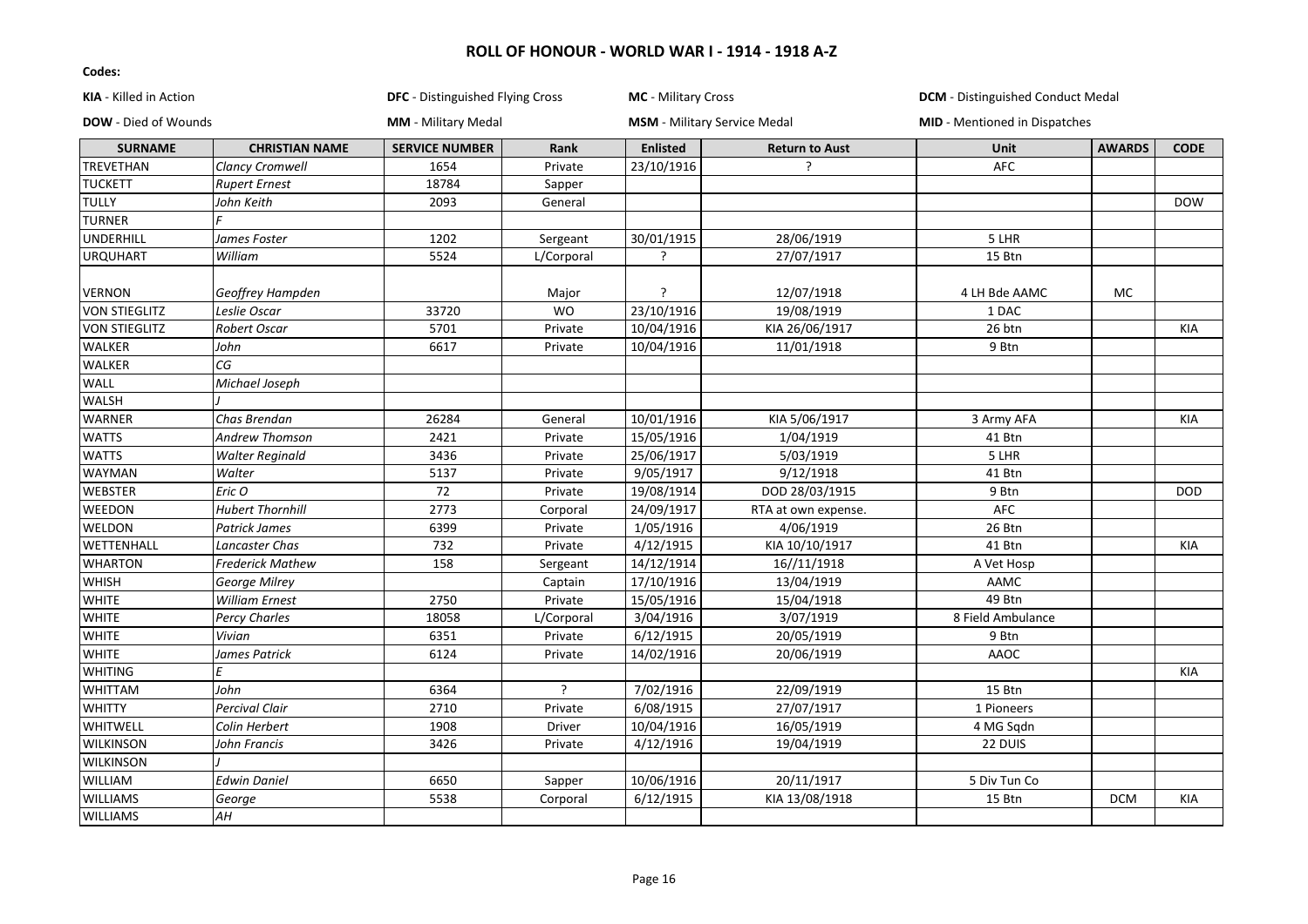# ROLL OF HONOUR - WORLD WAR I - 1914 - 1918 A-Z

**Codes:**

| | | | |
|---|---|---|---|
| **KIA** - Killed in Action | **DFC** - Distinguished Flying Cross | **MC** - Military Cross | **DCM** - Distinguished Conduct Medal |
| **DOW** - Died of Wounds | **MM** - Military Medal | **MSM** - Military Service Medal | **MID** - Mentioned in Dispatches |

| SURNAME | CHRISTIAN NAME | SERVICE NUMBER | Rank | Enlisted | Return to Aust | Unit | AWARDS | CODE |
|---|---|---|---|---|---|---|---|---|
| TREVETHAN | *Clancy Cromwell* | 1654 | Private | 23/10/1916 | ? | AFC | | |
| TUCKETT | *Rupert Ernest* | 18784 | Sapper | | | | | |
| TULLY | *John Keith* | 2093 | General | | | | | DOW |
| TURNER | *F* | | | | | | | |
| UNDERHILL | *James Foster* | 1202 | Sergeant | 30/01/1915 | 28/06/1919 | 5 LHR | | |
| URQUHART | *William* | 5524 | L/Corporal | ? | 27/07/1917 | 15 Btn | | |
| VERNON | *Geoffrey Hampden* | | Major | ? | 12/07/1918 | 4 LH Bde AAMC | MC | |
| VON STIEGLITZ | *Leslie Oscar* | 33720 | WO | 23/10/1916 | 19/08/1919 | 1 DAC | | |
| VON STIEGLITZ | *Robert Oscar* | 5701 | Private | 10/04/1916 | KIA 26/06/1917 | 26 btn | | KIA |
| WALKER | *John* | 6617 | Private | 10/04/1916 | 11/01/1918 | 9 Btn | | |
| WALKER | *CG* | | | | | | | |
| WALL | *Michael Joseph* | | | | | | | |
| WALSH | *J* | | | | | | | |
| WARNER | *Chas Brendan* | 26284 | General | 10/01/1916 | KIA 5/06/1917 | 3 Army AFA | | KIA |
| WATTS | *Andrew Thomson* | 2421 | Private | 15/05/1916 | 1/04/1919 | 41 Btn | | |
| WATTS | *Walter Reginald* | 3436 | Private | 25/06/1917 | 5/03/1919 | 5 LHR | | |
| WAYMAN | *Walter* | 5137 | Private | 9/05/1917 | 9/12/1918 | 41 Btn | | |
| WEBSTER | *Eric O* | 72 | Private | 19/08/1914 | DOD 28/03/1915 | 9 Btn | | DOD |
| WEEDON | *Hubert Thornhill* | 2773 | Corporal | 24/09/1917 | RTA at own expense. | AFC | | |
| WELDON | *Patrick James* | 6399 | Private | 1/05/1916 | 4/06/1919 | 26 Btn | | |
| WETTENHALL | *Lancaster Chas* | 732 | Private | 4/12/1915 | KIA 10/10/1917 | 41 Btn | | KIA |
| WHARTON | *Frederick Mathew* | 158 | Sergeant | 14/12/1914 | 16//11/1918 | A Vet Hosp | | |
| WHISH | *George Milrey* | | Captain | 17/10/1916 | 13/04/1919 | AAMC | | |
| WHITE | *William Ernest* | 2750 | Private | 15/05/1916 | 15/04/1918 | 49 Btn | | |
| WHITE | *Percy Charles* | 18058 | L/Corporal | 3/04/1916 | 3/07/1919 | 8 Field Ambulance | | |
| WHITE | *Vivian* | 6351 | Private | 6/12/1915 | 20/05/1919 | 9 Btn | | |
| WHITE | *James Patrick* | 6124 | Private | 14/02/1916 | 20/06/1919 | AAOC | | |
| WHITING | *E* | | | | | | | KIA |
| WHITTAM | *John* | 6364 | ? | 7/02/1916 | 22/09/1919 | 15 Btn | | |
| WHITTY | *Percival Clair* | 2710 | Private | 6/08/1915 | 27/07/1917 | 1 Pioneers | | |
| WHITWELL | *Colin Herbert* | 1908 | Driver | 10/04/1916 | 16/05/1919 | 4 MG Sqdn | | |
| WILKINSON | *John Francis* | 3426 | Private | 4/12/1916 | 19/04/1919 | 22 DUIS | | |
| WILKINSON | *J* | | | | | | | |
| WILLIAM | *Edwin Daniel* | 6650 | Sapper | 10/06/1916 | 20/11/1917 | 5 Div Tun Co | | |
| WILLIAMS | *George* | 5538 | Corporal | 6/12/1915 | KIA 13/08/1918 | 15 Btn | DCM | KIA |
| WILLIAMS | *AH* | | | | | | | |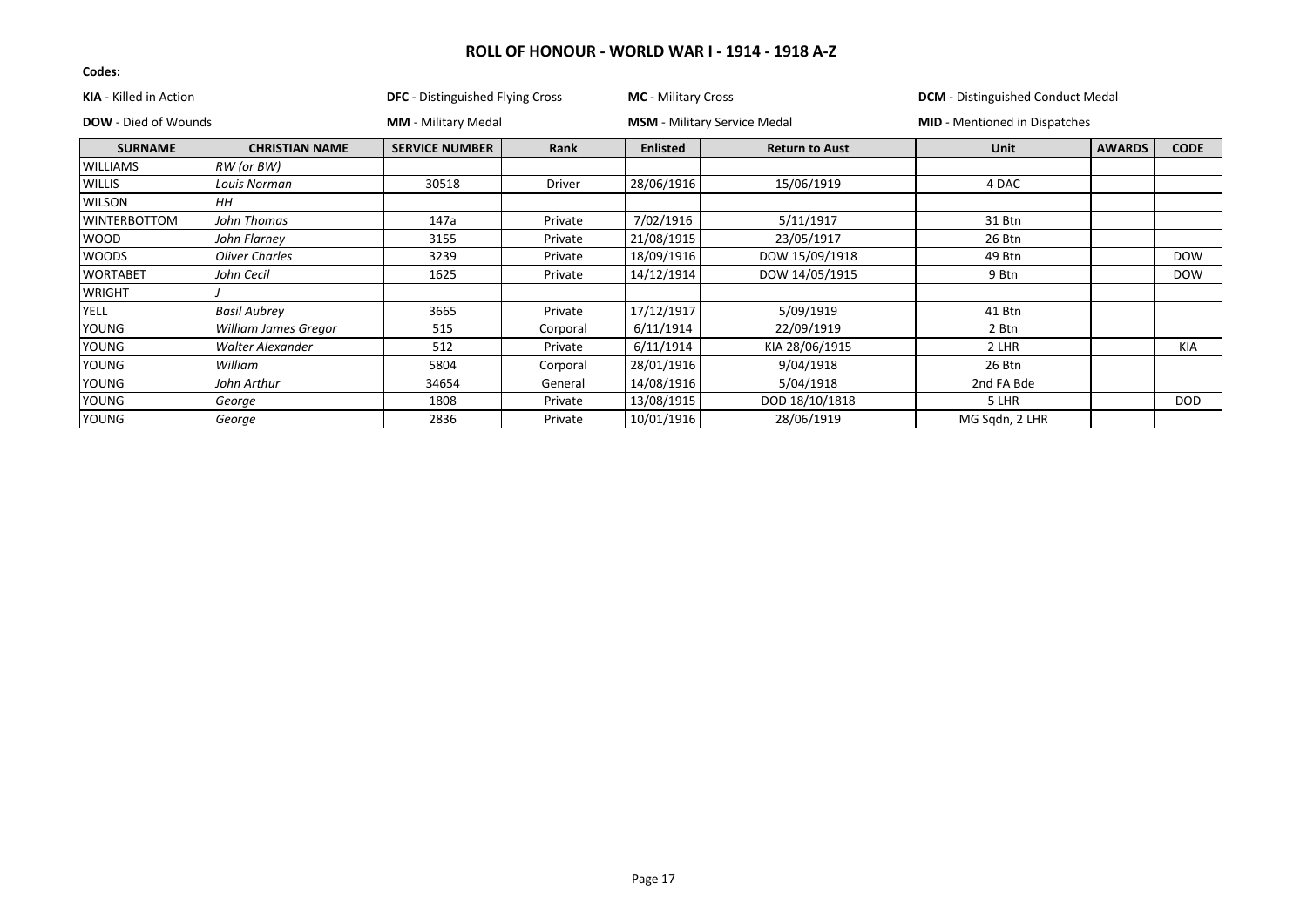# ROLL OF HONOUR - WORLD WAR I - 1914 - 1918 A-Z

**Codes:**

**KIA** - Killed in Action | **DFC** - Distinguished Flying Cross | **MC** - Military Cross | **DCM** - Distinguished Conduct Medal

**DOW** - Died of Wounds | **MM** - Military Medal | **MSM** - Military Service Medal | **MID** - Mentioned in Dispatches

| SURNAME | CHRISTIAN NAME | SERVICE NUMBER | Rank | Enlisted | Return to Aust | Unit | AWARDS | CODE |
|---|---|---|---|---|---|---|---|---|
| WILLIAMS | *RW (or BW)* | | | | | | | |
| WILLIS | *Louis Norman* | 30518 | Driver | 28/06/1916 | 15/06/1919 | 4 DAC | | |
| WILSON | *HH* | | | | | | | |
| WINTERBOTTOM | *John Thomas* | 147a | Private | 7/02/1916 | 5/11/1917 | 31 Btn | | |
| WOOD | *John Flarney* | 3155 | Private | 21/08/1915 | 23/05/1917 | 26 Btn | | |
| WOODS | *Oliver Charles* | 3239 | Private | 18/09/1916 | DOW 15/09/1918 | 49 Btn | | DOW |
| WORTABET | *John Cecil* | 1625 | Private | 14/12/1914 | DOW 14/05/1915 | 9 Btn | | DOW |
| WRIGHT | *J* | | | | | | | |
| YELL | *Basil Aubrey* | 3665 | Private | 17/12/1917 | 5/09/1919 | 41 Btn | | |
| YOUNG | *William James Gregor* | 515 | Corporal | 6/11/1914 | 22/09/1919 | 2 Btn | | |
| YOUNG | *Walter Alexander* | 512 | Private | 6/11/1914 | KIA 28/06/1915 | 2 LHR | | KIA |
| YOUNG | *William* | 5804 | Corporal | 28/01/1916 | 9/04/1918 | 26 Btn | | |
| YOUNG | *John Arthur* | 34654 | General | 14/08/1916 | 5/04/1918 | 2nd FA Bde | | |
| YOUNG | *George* | 1808 | Private | 13/08/1915 | DOD 18/10/1818 | 5 LHR | | DOD |
| YOUNG | *George* | 2836 | Private | 10/01/1916 | 28/06/1919 | MG Sqdn, 2 LHR | | |